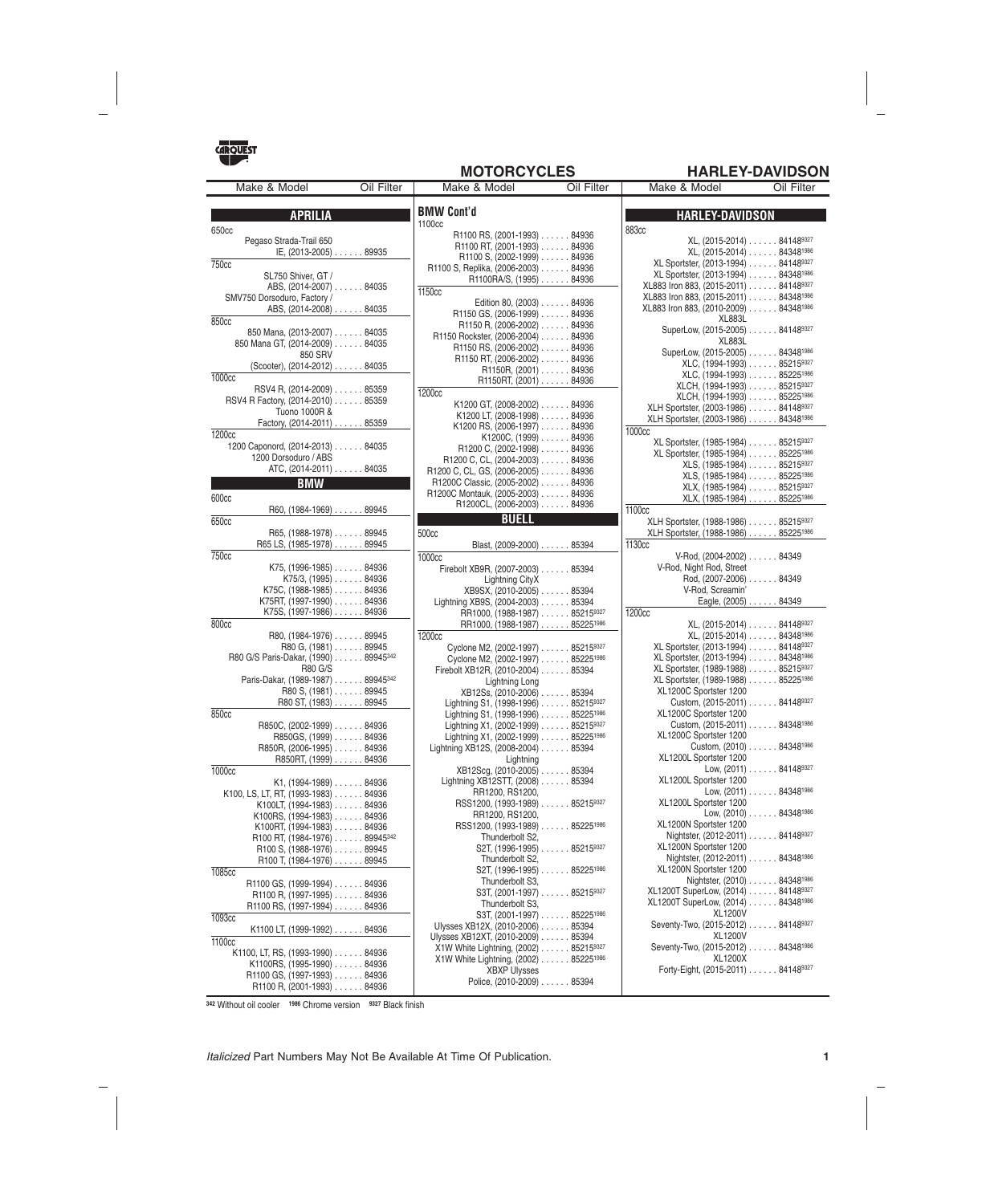# MOTORCYCLES — HARLEY-DAVIDSON

| Make & Model | Oil Filter |
|---|---|
| **APRILIA** | |
| 650cc | |
| Pegaso Strada-Trail 650 IE, (2013-2005) | 89935 |
| 750cc | |
| SL750 Shiver, GT / ABS, (2014-2007) | 84035 |
| SMV750 Dorsoduro, Factory / ABS, (2014-2008) | 84035 |
| 850cc | |
| 850 Mana, (2013-2007) | 84035 |
| 850 Mana GT, (2014-2009) | 84035 |
| 850 SRV (Scooter), (2014-2012) | 84035 |
| 1000cc | |
| RSV4 R, (2014-2009) | 85359 |
| RSV4 R Factory, (2014-2010) | 85359 |
| Tuono 1000R & Factory, (2014-2011) | 85359 |
| 1200cc | |
| 1200 Caponord, (2014-2013) | 84035 |
| 1200 Dorsoduro / ABS ATC, (2014-2011) | 84035 |
| **BMW** | |
| 600cc | |
| R60, (1984-1969) | 89945 |
| 650cc | |
| R65, (1988-1978) | 89945 |
| R65 LS, (1985-1978) | 89945 |
| 750cc | |
| K75, (1996-1985) | 84936 |
| K75/3, (1995) | 84936 |
| K75C, (1988-1985) | 84936 |
| K75RT, (1997-1990) | 84936 |
| K75S, (1997-1986) | 84936 |
| 800cc | |
| R80, (1984-1976) | 89945 |
| R80 G, (1981) | 89945 |
| R80 G/S Paris-Dakar, (1990) | 89945[342] |
| R80 G/S Paris-Dakar, (1989-1987) | 89945[342] |
| R80 S, (1981) | 89945 |
| R80 ST, (1983) | 89945 |
| 850cc | |
| R850C, (2002-1999) | 84936 |
| R850GS, (1999) | 84936 |
| R850R, (2006-1995) | 84936 |
| R850RT, (1999) | 84936 |
| 1000cc | |
| K1, (1994-1989) | 84936 |
| K100, LS, LT, RT, (1993-1983) | 84936 |
| K100LT, (1994-1983) | 84936 |
| K100RS, (1994-1983) | 84936 |
| K100RT, (1994-1983) | 84936 |
| R100 RT, (1984-1976) | 89945[342] |
| R100 S, (1988-1976) | 89945 |
| R100 T, (1984-1976) | 89945 |
| 1085cc | |
| R1100 GS, (1999-1994) | 84936 |
| R1100 R, (1997-1995) | 84936 |
| R1100 RS, (1997-1994) | 84936 |
| 1093cc | |
| K1100 LT, (1999-1992) | 84936 |
| 1100cc | |
| K1100, LT, RS, (1993-1990) | 84936 |
| K1100RS, (1995-1990) | 84936 |
| R1100 GS, (1997-1993) | 84936 |
| R1100 R, (2001-1993) | 84936 |
| **BMW Cont'd** | |
| 1100cc | |
| R1100 RS, (2001-1993) | 84936 |
| R1100 RT, (2001-1993) | 84936 |
| R1100 S, (2002-1999) | 84936 |
| R1100 S, Replika, (2006-2003) | 84936 |
| R1100RA/S, (1995) | 84936 |
| 1150cc | |
| Edition 80, (2003) | 84936 |
| R1150 GS, (2006-1999) | 84936 |
| R1150 R, (2006-2002) | 84936 |
| R1150 Rockster, (2006-2004) | 84936 |
| R1150 RS, (2006-2002) | 84936 |
| R1150 RT, (2006-2002) | 84936 |
| R1150R, (2001) | 84936 |
| R1150RT, (2001) | 84936 |
| 1200cc | |
| K1200 GT, (2008-2002) | 84936 |
| K1200 LT, (2008-1998) | 84936 |
| K1200 RS, (2006-1997) | 84936 |
| K1200C, (1999) | 84936 |
| R1200 C, (2002-1998) | 84936 |
| R1200 C, CL, (2004-2003) | 84936 |
| R1200 C, CL, GS, (2006-2005) | 84936 |
| R1200C Classic, (2005-2002) | 84936 |
| R1200C Montauk, (2005-2003) | 84936 |
| R1200CL, (2006-2003) | 84936 |
| **BUELL** | |
| 500cc | |
| Blast, (2009-2000) | 85394 |
| 1000cc | |
| Firebolt XB9R, (2007-2003) | 85394 |
| Lightning CityX XB9SX, (2010-2005) | 85394 |
| Lightning XB9S, (2004-2003) | 85394 |
| RR1000, (1988-1987) | 85215[9327] |
| RR1000, (1988-1987) | 85225[1986] |
| 1200cc | |
| Cyclone M2, (2002-1997) | 85215[9327] |
| Cyclone M2, (2002-1997) | 85225[1986] |
| Firebolt XB12R, (2010-2004) | 85394 |
| Lightning Long XB12Ss, (2010-2006) | 85394 |
| Lightning S1, (1998-1996) | 85215[9327] |
| Lightning S1, (1998-1996) | 85225[1986] |
| Lightning X1, (2002-1999) | 85215[9327] |
| Lightning X1, (2002-1999) | 85225[1986] |
| Lightning XB12S, (2008-2004) | 85394 |
| Lightning XB12Scg, (2010-2005) | 85394 |
| Lightning XB12STT, (2008) | 85394 |
| RR1200, RS1200, RSS1200, (1993-1989) | 85215[9327] |
| RR1200, RS1200, RSS1200, (1993-1989) | 85225[1986] |
| Thunderbolt S2, S2T, (1996-1995) | 85215[9327] |
| Thunderbolt S2, S2T, (1996-1995) | 85225[1986] |
| Thunderbolt S3, S3T, (2001-1997) | 85215[9327] |
| Thunderbolt S3, S3T, (2001-1997) | 85225[1986] |
| Ulysses XB12X, (2010-2006) | 85394 |
| Ulysses XB12XT, (2010-2009) | 85394 |
| X1W White Lightning, (2002) | 85215[9327] |
| X1W White Lightning, (2002) | 85225[1986] |
| XBXP Ulysses Police, (2010-2009) | 85394 |
| **HARLEY-DAVIDSON** | |
| 883cc | |
| XL, (2015-2014) | 84148[9327] |
| XL, (2015-2014) | 84348[1986] |
| XL Sportster, (2013-1994) | 84148[9327] |
| XL Sportster, (2013-1994) | 84348[1986] |
| XL883 Iron 883, (2015-2011) | 84148[9327] |
| XL883 Iron 883, (2015-2011) | 84348[1986] |
| XL883 Iron 883, (2010-2009) | 84348[1986] |
| XL883L SuperLow, (2015-2005) | 84148[9327] |
| XL883L SuperLow, (2015-2005) | 84348[1986] |
| XLC, (1994-1993) | 85215[9327] |
| XLC, (1994-1993) | 85225[1986] |
| XLCH, (1994-1993) | 85215[9327] |
| XLCH, (1994-1993) | 85225[1986] |
| XLH Sportster, (2003-1986) | 84148[9327] |
| XLH Sportster, (2003-1986) | 84348[1986] |
| 1000cc | |
| XL Sportster, (1985-1984) | 85215[9327] |
| XL Sportster, (1985-1984) | 85225[1986] |
| XLS, (1985-1984) | 85215[9327] |
| XLS, (1985-1984) | 85225[1986] |
| XLX, (1985-1984) | 85215[9327] |
| XLX, (1985-1984) | 85225[1986] |
| 1100cc | |
| XLH Sportster, (1988-1986) | 85215[9327] |
| XLH Sportster, (1988-1986) | 85225[1986] |
| 1130cc | |
| V-Rod, (2004-2002) | 84349 |
| V-Rod, Night Rod, Street Rod, (2007-2006) | 84349 |
| V-Rod, Screamin' Eagle, (2005) | 84349 |
| 1200cc | |
| XL, (2015-2014) | 84148[9327] |
| XL, (2015-2014) | 84348[1986] |
| XL Sportster, (2013-1994) | 84148[9327] |
| XL Sportster, (2013-1994) | 84348[1986] |
| XL Sportster, (1989-1988) | 85215[9327] |
| XL Sportster, (1989-1988) | 85225[1986] |
| XL1200C Sportster 1200 Custom, (2015-2011) | 84148[9327] |
| XL1200C Sportster 1200 Custom, (2015-2011) | 84348[1986] |
| XL1200C Sportster 1200 Custom, (2010) | 84348[1986] |
| XL1200L Sportster 1200 Low, (2011) | 84148[9327] |
| XL1200L Sportster 1200 Low, (2011) | 84348[1986] |
| XL1200L Sportster 1200 Low, (2010) | 84348[1986] |
| XL1200N Sportster 1200 Nightster, (2012-2011) | 84148[9327] |
| XL1200N Sportster 1200 Nightster, (2012-2011) | 84348[1986] |
| XL1200N Sportster 1200 Nightster, (2010) | 84348[1986] |
| XL1200T SuperLow, (2014) | 84148[9327] |
| XL1200T SuperLow, (2014) | 84348[1986] |
| XL1200V Seventy-Two, (2015-2012) | 84148[9327] |
| XL1200V Seventy-Two, (2015-2012) | 84348[1986] |
| XL1200X Forty-Eight, (2015-2011) | 84148[9327] |

[342] Without oil cooler [1986] Chrome version [9327] Black finish

*Italicized* Part Numbers May Not Be Available At Time Of Publication.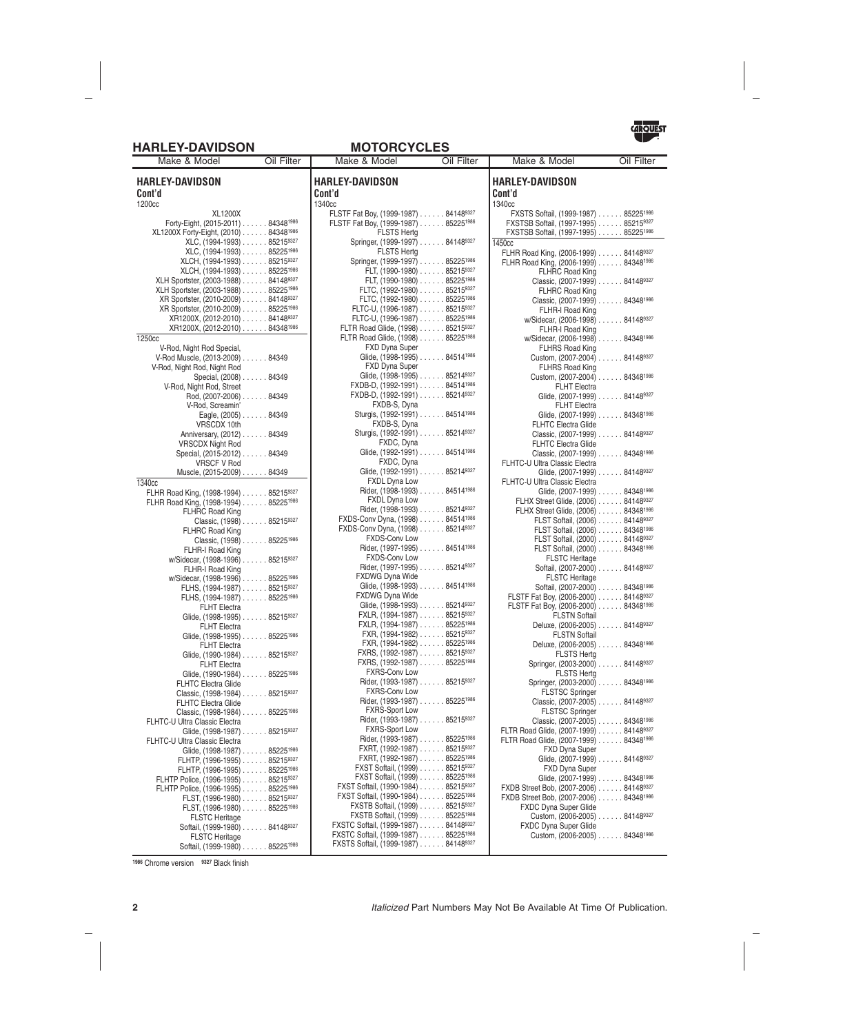# HARLEY-DAVIDSON MOTORCYCLES

| Make & Model | Oil Filter |
|---|---|
| **HARLEY-DAVIDSON Cont'd** | |
| 1200cc | |
| XL1200X Forty-Eight, (2015-2011) | 84348[1986] |
| XL1200X Forty-Eight, (2010) | 84348[1986] |
| XLC, (1994-1993) | 85215[9327] |
| XLC, (1994-1993) | 85225[1986] |
| XLCH, (1994-1993) | 85215[9327] |
| XLCH, (1994-1993) | 85225[1986] |
| XLH Sportster, (2003-1988) | 84148[9327] |
| XLH Sportster, (2003-1988) | 85225[1986] |
| XR Sportster, (2010-2009) | 84148[9327] |
| XR Sportster, (2010-2009) | 85225[1986] |
| XR1200X, (2012-2010) | 84148[9327] |
| XR1200X, (2012-2010) | 84348[1986] |
| 1250cc | |
| V-Rod, Night Rod Special, V-Rod Muscle, (2013-2009) | 84349 |
| V-Rod, Night Rod, Night Rod Special, (2008) | 84349 |
| V-Rod, Night Rod, Street Rod, (2007-2006) | 84349 |
| V-Rod, Screamin' Eagle, (2005) | 84349 |
| VRSCDX 10th Anniversary, (2012) | 84349 |
| VRSCDX Night Rod Special, (2015-2012) | 84349 |
| VRSCF V Rod Muscle, (2015-2009) | 84349 |
| 1340cc | |
| FLHR Road King, (1998-1994) | 85215[9327] |
| FLHR Road King, (1998-1994) | 85225[1986] |
| FLHRC Road King Classic, (1998) | 85215[9327] |
| FLHRC Road King Classic, (1998) | 85225[1986] |
| FLHR-I Road King w/Sidecar, (1998-1996) | 85215[9327] |
| FLHR-I Road King w/Sidecar, (1998-1996) | 85225[1986] |
| FLHS, (1994-1987) | 85215[9327] |
| FLHS, (1994-1987) | 85225[1986] |
| FLHT Electra Glide, (1998-1995) | 85215[9327] |
| FLHT Electra Glide, (1998-1995) | 85225[1986] |
| FLHT Electra Glide, (1990-1984) | 85215[9327] |
| FLHT Electra Glide, (1990-1984) | 85225[1986] |
| FLHTC Electra Glide Classic, (1998-1984) | 85215[9327] |
| FLHTC Electra Glide Classic, (1998-1984) | 85225[1986] |
| FLHTC-U Ultra Classic Electra Glide, (1998-1987) | 85215[9327] |
| FLHTC-U Ultra Classic Electra Glide, (1998-1987) | 85225[1986] |
| FLHTP, (1996-1995) | 85215[9327] |
| FLHTP, (1996-1995) | 85225[1986] |
| FLHTP Police, (1996-1995) | 85215[9327] |
| FLHTP Police, (1996-1995) | 85225[1986] |
| FLST, (1996-1980) | 85215[9327] |
| FLST, (1996-1980) | 85225[1986] |
| FLSTC Heritage Softail, (1999-1980) | 84148[9327] |
| FLSTC Heritage Softail, (1999-1980) | 85225[1986] |
| FLSTF Fat Boy, (1999-1987) | 84148[9327] |
| FLSTF Fat Boy, (1999-1987) | 85225[1986] |
| FLSTS Hertg Springer, (1999-1997) | 84148[9327] |
| FLSTS Hertg Springer, (1999-1997) | 85225[1986] |
| FLT, (1990-1980) | 85215[9327] |
| FLT, (1990-1980) | 85225[1986] |
| FLTC, (1992-1980) | 85215[9327] |
| FLTC, (1992-1980) | 85225[1986] |
| FLTC-U, (1996-1987) | 85215[9327] |
| FLTC-U, (1996-1987) | 85225[1986] |
| FLTR Road Glide, (1998) | 85215[9327] |
| FLTR Road Glide, (1998) | 85225[1986] |
| FXD Dyna Super Glide, (1998-1995) | 84514[1986] |
| FXD Dyna Super Glide, (1998-1995) | 85214[9327] |
| FXDB-D, (1992-1991) | 84514[1986] |
| FXDB-D, (1992-1991) | 85214[9327] |
| FXDB-S, Dyna Sturgis, (1992-1991) | 84514[1986] |
| FXDB-S, Dyna Sturgis, (1992-1991) | 85214[9327] |
| FXDC, Dyna Glide, (1992-1991) | 84514[1986] |
| FXDC, Dyna Glide, (1992-1991) | 85214[9327] |
| FXDL Dyna Low Rider, (1998-1993) | 84514[1986] |
| FXDL Dyna Low Rider, (1998-1993) | 85214[9327] |
| FXDS-Conv Dyna, (1998) | 84514[1986] |
| FXDS-Conv Dyna, (1998) | 85214[9327] |
| FXDS-Conv Low Rider, (1997-1995) | 84514[1986] |
| FXDS-Conv Low Rider, (1997-1995) | 85214[9327] |
| FXDWG Dyna Wide Glide, (1998-1993) | 84514[1986] |
| FXDWG Dyna Wide Glide, (1998-1993) | 85214[9327] |
| FXLR, (1994-1987) | 85215[9327] |
| FXLR, (1994-1987) | 85225[1986] |
| FXR, (1994-1982) | 85215[9327] |
| FXR, (1994-1982) | 85225[1986] |
| FXRS, (1992-1987) | 85215[9327] |
| FXRS, (1992-1987) | 85225[1986] |
| FXRS-Conv Low Rider, (1993-1987) | 85215[9327] |
| FXRS-Conv Low Rider, (1993-1987) | 85225[1986] |
| FXRS-Sport Low Rider, (1993-1987) | 85215[9327] |
| FXRS-Sport Low Rider, (1993-1987) | 85225[1986] |
| FXRT, (1992-1987) | 85215[9327] |
| FXRT, (1992-1987) | 85225[1986] |
| FXST Softail, (1999) | 85215[9327] |
| FXST Softail, (1999) | 85225[1986] |
| FXST Softail, (1990-1984) | 85215[9327] |
| FXST Softail, (1990-1984) | 85225[1986] |
| FXSTB Softail, (1999) | 85215[9327] |
| FXSTB Softail, (1999) | 85225[1986] |
| FXSTC Softail, (1999-1987) | 84148[9327] |
| FXSTC Softail, (1999-1987) | 85225[1986] |
| FXSTS Softail, (1999-1987) | 84148[9327] |
| FXSTS Softail, (1999-1987) | 85225[1986] |
| FXSTSB Softail, (1997-1995) | 85215[9327] |
| FXSTSB Softail, (1997-1995) | 85225[1986] |
| 1450cc | |
| FLHR Road King, (2006-1999) | 84148[9327] |
| FLHR Road King, (2006-1999) | 84348[1986] |
| FLHRC Road King Classic, (2007-1999) | 84148[9327] |
| FLHRC Road King Classic, (2007-1999) | 84348[1986] |
| FLHR-I Road King w/Sidecar, (2006-1998) | 84148[9327] |
| FLHR-I Road King w/Sidecar, (2006-1998) | 84348[1986] |
| FLHRS Road King Custom, (2007-2004) | 84148[9327] |
| FLHRS Road King Custom, (2007-2004) | 84348[1986] |
| FLHT Electra Glide, (2007-1999) | 84148[9327] |
| FLHT Electra Glide, (2007-1999) | 84348[1986] |
| FLHTC Electra Glide Classic, (2007-1999) | 84148[9327] |
| FLHTC Electra Glide Classic, (2007-1999) | 84348[1986] |
| FLHTC-U Ultra Classic Electra Glide, (2007-1999) | 84148[9327] |
| FLHTC-U Ultra Classic Electra Glide, (2007-1999) | 84348[1986] |
| FLHX Street Glide, (2006) | 84148[9327] |
| FLHX Street Glide, (2006) | 84348[1986] |
| FLST Softail, (2006) | 84148[9327] |
| FLST Softail, (2006) | 84348[1986] |
| FLST Softail, (2000) | 84148[9327] |
| FLST Softail, (2000) | 84348[1986] |
| FLSTC Heritage Softail, (2007-2000) | 84148[9327] |
| FLSTC Heritage Softail, (2007-2000) | 84348[1986] |
| FLSTF Fat Boy, (2006-2000) | 84148[9327] |
| FLSTF Fat Boy, (2006-2000) | 84348[1986] |
| FLSTN Softail Deluxe, (2006-2005) | 84148[9327] |
| FLSTN Softail Deluxe, (2006-2005) | 84348[1986] |
| FLSTS Hertg Springer, (2003-2000) | 84148[9327] |
| FLSTS Hertg Springer, (2003-2000) | 84348[1986] |
| FLSTSC Springer Classic, (2007-2005) | 84148[9327] |
| FLSTSC Springer Classic, (2007-2005) | 84348[1986] |
| FLTR Road Glide, (2007-1999) | 84148[9327] |
| FLTR Road Glide, (2007-1999) | 84348[1986] |
| FXD Dyna Super Glide, (2007-1999) | 84148[9327] |
| FXD Dyna Super Glide, (2007-1999) | 84348[1986] |
| FXDB Street Bob, (2007-2006) | 84148[9327] |
| FXDB Street Bob, (2007-2006) | 84348[1986] |
| FXDC Dyna Super Glide Custom, (2006-2005) | 84148[9327] |
| FXDC Dyna Super Glide Custom, (2006-2005) | 84348[1986] |

[1986] Chrome version [9327] Black finish

*Italicized* Part Numbers May Not Be Available At Time Of Publication.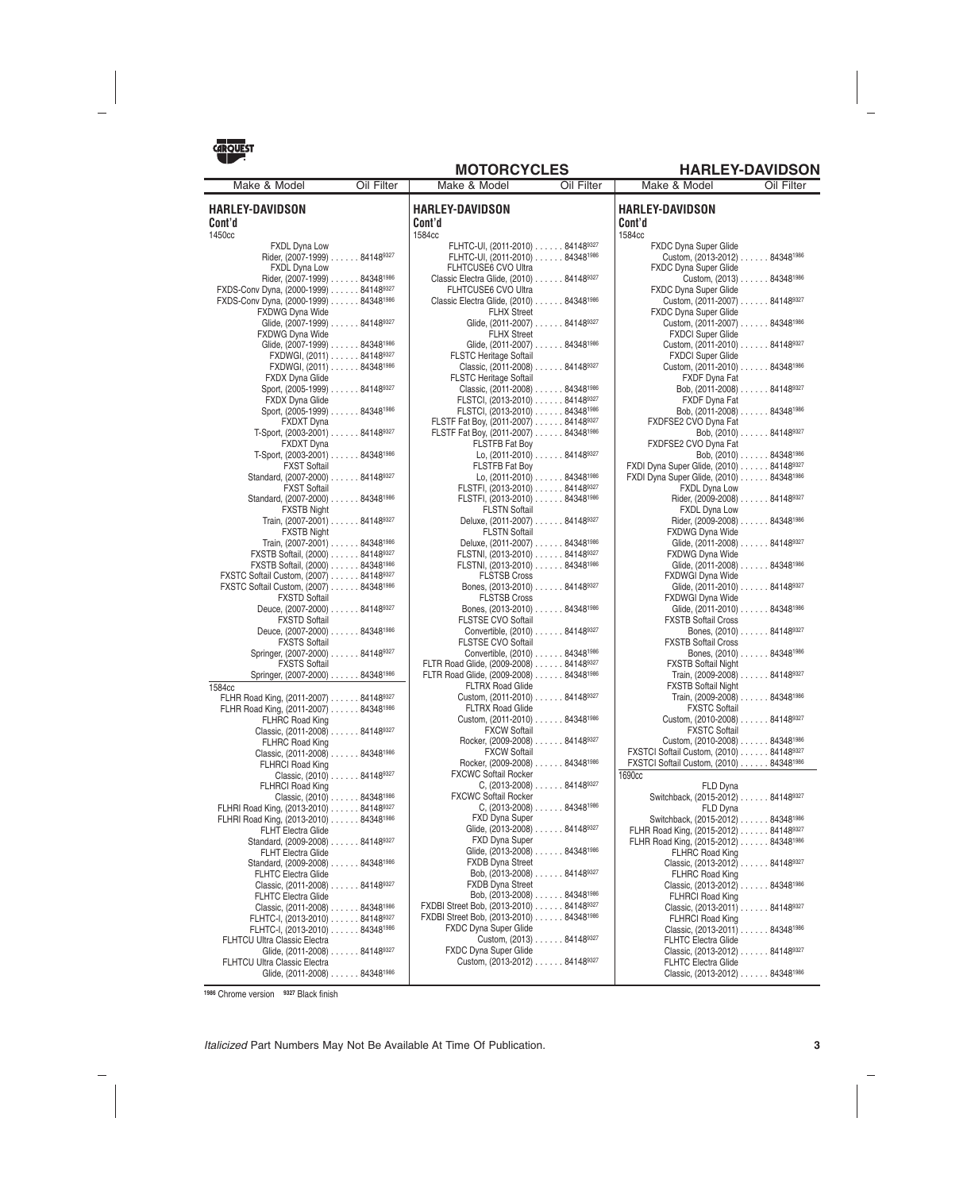# MOTORCYCLES — HARLEY-DAVIDSON

| Make & Model | Oil Filter |
|---|---|
| **HARLEY-DAVIDSON Cont'd** | |
| 1450cc | |
| FXDL Dyna Low Rider, (2007-1999) | 84148[9327] |
| FXDL Dyna Low Rider, (2007-1999) | 84348[1986] |
| FXDS-Conv Dyna, (2000-1999) | 84148[9327] |
| FXDS-Conv Dyna, (2000-1999) | 84348[1986] |
| FXDWG Dyna Wide Glide, (2007-1999) | 84148[9327] |
| FXDWG Dyna Wide Glide, (2007-1999) | 84348[1986] |
| FXDWGI, (2011) | 84148[9327] |
| FXDWGI, (2011) | 84348[1986] |
| FXDX Dyna Glide Sport, (2005-1999) | 84148[9327] |
| FXDX Dyna Glide Sport, (2005-1999) | 84348[1986] |
| FXDXT Dyna T-Sport, (2003-2001) | 84148[9327] |
| FXDXT Dyna T-Sport, (2003-2001) | 84348[1986] |
| FXST Softail Standard, (2007-2000) | 84148[9327] |
| FXST Softail Standard, (2007-2000) | 84348[1986] |
| FXSTB Night Train, (2007-2001) | 84148[9327] |
| FXSTB Night Train, (2007-2001) | 84348[1986] |
| FXSTB Softail, (2000) | 84148[9327] |
| FXSTB Softail, (2000) | 84348[1986] |
| FXSTC Softail Custom, (2007) | 84148[9327] |
| FXSTC Softail Custom, (2007) | 84348[1986] |
| FXSTD Softail Deuce, (2007-2000) | 84148[9327] |
| FXSTD Softail Deuce, (2007-2000) | 84348[1986] |
| FXSTS Softail Springer, (2007-2000) | 84148[9327] |
| FXSTS Softail Springer, (2007-2000) | 84348[1986] |
| 1584cc | |
| FLHR Road King, (2011-2007) | 84148[9327] |
| FLHR Road King, (2011-2007) | 84348[1986] |
| FLHRC Road King Classic, (2011-2008) | 84148[9327] |
| FLHRC Road King Classic, (2011-2008) | 84348[1986] |
| FLHRCI Road King Classic, (2010) | 84148[9327] |
| FLHRCI Road King Classic, (2010) | 84348[1986] |
| FLHRI Road King, (2013-2010) | 84148[9327] |
| FLHRI Road King, (2013-2010) | 84348[1986] |
| FLHT Electra Glide Standard, (2009-2008) | 84148[9327] |
| FLHT Electra Glide Standard, (2009-2008) | 84348[1986] |
| FLHTC Electra Glide Classic, (2011-2008) | 84148[9327] |
| FLHTC Electra Glide Classic, (2011-2008) | 84348[1986] |
| FLHTC-I, (2013-2010) | 84148[9327] |
| FLHTC-I, (2013-2010) | 84348[1986] |
| FLHTCU Ultra Classic Electra Glide, (2011-2008) | 84148[9327] |
| FLHTCU Ultra Classic Electra Glide, (2011-2008) | 84348[1986] |
| **HARLEY-DAVIDSON Cont'd** | |
| 1584cc | |
| FLHTC-UI, (2011-2010) | 84148[9327] |
| FLHTC-UI, (2011-2010) | 84348[1986] |
| FLHTCUSE6 CVO Ultra Classic Electra Glide, (2010) | 84148[9327] |
| FLHTCUSE6 CVO Ultra Classic Electra Glide, (2010) | 84348[1986] |
| FLHX Street Glide, (2011-2007) | 84148[9327] |
| FLHX Street Glide, (2011-2007) | 84348[1986] |
| FLSTC Heritage Softail Classic, (2011-2008) | 84148[9327] |
| FLSTC Heritage Softail Classic, (2011-2008) | 84348[1986] |
| FLSTCI, (2013-2010) | 84148[9327] |
| FLSTCI, (2013-2010) | 84348[1986] |
| FLSTF Fat Boy, (2011-2007) | 84148[9327] |
| FLSTF Fat Boy, (2011-2007) | 84348[1986] |
| FLSTFB Fat Boy Lo, (2011-2010) | 84148[9327] |
| FLSTFB Fat Boy Lo, (2011-2010) | 84348[1986] |
| FLSTFI, (2013-2010) | 84148[9327] |
| FLSTFI, (2013-2010) | 84348[1986] |
| FLSTN Softail Deluxe, (2011-2007) | 84148[9327] |
| FLSTN Softail Deluxe, (2011-2007) | 84348[1986] |
| FLSTNI, (2013-2010) | 84148[9327] |
| FLSTNI, (2013-2010) | 84348[1986] |
| FLSTSB Cross Bones, (2013-2010) | 84148[9327] |
| FLSTSB Cross Bones, (2013-2010) | 84348[1986] |
| FLSTSE CVO Softail Convertible, (2010) | 84148[9327] |
| FLSTSE CVO Softail Convertible, (2010) | 84348[1986] |
| FLTR Road Glide, (2009-2008) | 84148[9327] |
| FLTR Road Glide, (2009-2008) | 84348[1986] |
| FLTRX Road Glide Custom, (2011-2010) | 84148[9327] |
| FLTRX Road Glide Custom, (2011-2010) | 84348[1986] |
| FXCW Softail Rocker, (2009-2008) | 84148[9327] |
| FXCW Softail Rocker, (2009-2008) | 84348[1986] |
| FXCWC Softail Rocker C, (2013-2008) | 84148[9327] |
| FXCWC Softail Rocker C, (2013-2008) | 84348[1986] |
| FXD Dyna Super Glide, (2013-2008) | 84148[9327] |
| FXD Dyna Super Glide, (2013-2008) | 84348[1986] |
| FXDB Dyna Street Bob, (2013-2008) | 84148[9327] |
| FXDB Dyna Street Bob, (2013-2008) | 84348[1986] |
| FXDBI Street Bob, (2013-2010) | 84148[9327] |
| FXDBI Street Bob, (2013-2010) | 84348[1986] |
| FXDC Dyna Super Glide Custom, (2013) | 84148[9327] |
| FXDC Dyna Super Glide Custom, (2013-2012) | 84148[9327] |
| **HARLEY-DAVIDSON Cont'd** | |
| 1584cc | |
| FXDC Dyna Super Glide Custom, (2013-2012) | 84348[1986] |
| FXDC Dyna Super Glide Custom, (2013) | 84348[1986] |
| FXDC Dyna Super Glide Custom, (2011-2007) | 84148[9327] |
| FXDC Dyna Super Glide Custom, (2011-2007) | 84348[1986] |
| FXDCI Super Glide Custom, (2011-2010) | 84148[9327] |
| FXDCI Super Glide Custom, (2011-2010) | 84348[1986] |
| FXDF Dyna Fat Bob, (2011-2008) | 84148[9327] |
| FXDF Dyna Fat Bob, (2011-2008) | 84348[1986] |
| FXDFSE2 CVO Dyna Fat Bob, (2010) | 84148[9327] |
| FXDFSE2 CVO Dyna Fat Bob, (2010) | 84348[1986] |
| FXDI Dyna Super Glide, (2010) | 84148[9327] |
| FXDI Dyna Super Glide, (2010) | 84348[1986] |
| FXDL Dyna Low Rider, (2009-2008) | 84148[9327] |
| FXDL Dyna Low Rider, (2009-2008) | 84348[1986] |
| FXDWG Dyna Wide Glide, (2011-2008) | 84148[9327] |
| FXDWG Dyna Wide Glide, (2011-2008) | 84348[1986] |
| FXDWGI Dyna Wide Glide, (2011-2010) | 84148[9327] |
| FXDWGI Dyna Wide Glide, (2011-2010) | 84348[1986] |
| FXSTB Softail Cross Bones, (2010) | 84148[9327] |
| FXSTB Softail Cross Bones, (2010) | 84348[1986] |
| FXSTB Softail Night Train, (2009-2008) | 84148[9327] |
| FXSTB Softail Night Train, (2009-2008) | 84348[1986] |
| FXSTC Softail Custom, (2010-2008) | 84148[9327] |
| FXSTC Softail Custom, (2010-2008) | 84348[1986] |
| FXSTCI Softail Custom, (2010) | 84148[9327] |
| FXSTCI Softail Custom, (2010) | 84348[1986] |
| 1690cc | |
| FLD Dyna Switchback, (2015-2012) | 84148[9327] |
| FLD Dyna Switchback, (2015-2012) | 84348[1986] |
| FLHR Road King, (2015-2012) | 84148[9327] |
| FLHR Road King, (2015-2012) | 84348[1986] |
| FLHRC Road King Classic, (2013-2012) | 84148[9327] |
| FLHRC Road King Classic, (2013-2012) | 84348[1986] |
| FLHRCI Road King Classic, (2013-2011) | 84148[9327] |
| FLHRCI Road King Classic, (2013-2011) | 84348[1986] |
| FLHTC Electra Glide Classic, (2013-2012) | 84148[9327] |
| FLHTC Electra Glide Classic, (2013-2012) | 84348[1986] |

[1986] Chrome version [9327] Black finish

*Italicized* Part Numbers May Not Be Available At Time Of Publication.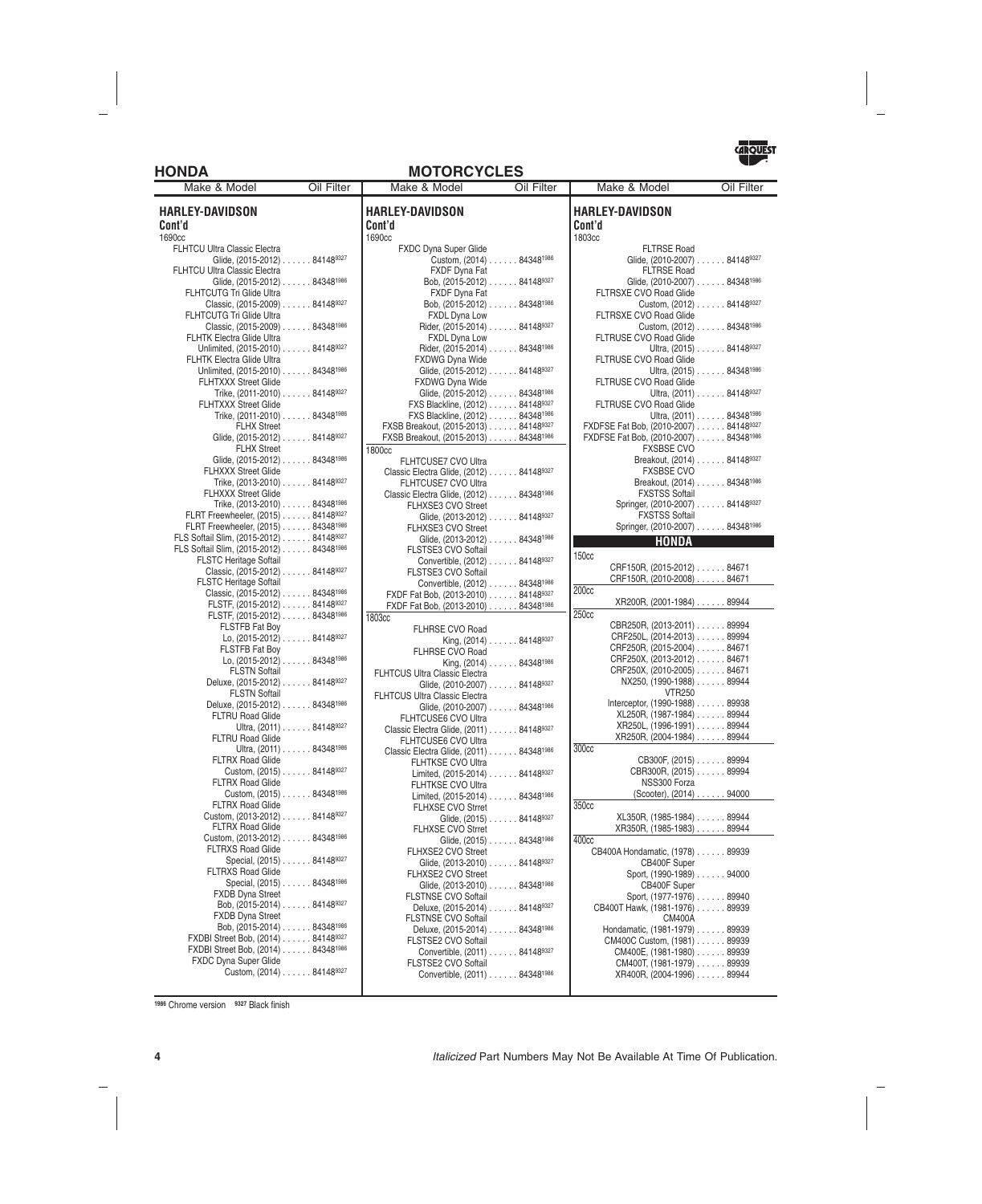# HONDA — MOTORCYCLES

| Make & Model | Oil Filter |
|---|---|
| **HARLEY-DAVIDSON Cont'd** | |
| 1690cc | |
| FLHTCU Ultra Classic Electra Glide, (2015-2012) | 84148[9327] |
| FLHTCU Ultra Classic Electra Glide, (2015-2012) | 84348[1986] |
| FLHTCUTG Tri Glide Ultra Classic, (2015-2009) | 84148[9327] |
| FLHTCUTG Tri Glide Ultra Classic, (2015-2009) | 84348[1986] |
| FLHTK Electra Glide Ultra Unlimited, (2015-2010) | 84148[9327] |
| FLHTK Electra Glide Ultra Unlimited, (2015-2010) | 84348[1986] |
| FLHTXXX Street Glide Trike, (2011-2010) | 84148[9327] |
| FLHTXXX Street Glide Trike, (2011-2010) | 84348[1986] |
| FLHX Street Glide, (2015-2012) | 84148[9327] |
| FLHX Street Glide, (2015-2012) | 84348[1986] |
| FLHXXX Street Glide Trike, (2013-2010) | 84148[9327] |
| FLHXXX Street Glide Trike, (2013-2010) | 84348[1986] |
| FLRT Freewheeler, (2015) | 84148[9327] |
| FLRT Freewheeler, (2015) | 84348[1986] |
| FLS Softail Slim, (2015-2012) | 84148[9327] |
| FLS Softail Slim, (2015-2012) | 84348[1986] |
| FLSTC Heritage Softail Classic, (2015-2012) | 84148[9327] |
| FLSTC Heritage Softail Classic, (2015-2012) | 84348[1986] |
| FLSTF, (2015-2012) | 84148[9327] |
| FLSTF, (2015-2012) | 84348[1986] |
| FLSTFB Fat Boy Lo, (2015-2012) | 84148[9327] |
| FLSTFB Fat Boy Lo, (2015-2012) | 84348[1986] |
| FLSTN Softail Deluxe, (2015-2012) | 84148[9327] |
| FLSTN Softail Deluxe, (2015-2012) | 84348[1986] |
| FLTRU Road Glide Ultra, (2011) | 84148[9327] |
| FLTRU Road Glide Ultra, (2011) | 84348[1986] |
| FLTRX Road Glide Custom, (2015) | 84148[9327] |
| FLTRX Road Glide Custom, (2015) | 84348[1986] |
| FLTRX Road Glide Custom, (2013-2012) | 84148[9327] |
| FLTRX Road Glide Custom, (2013-2012) | 84348[1986] |
| FLTRXS Road Glide Special, (2015) | 84148[9327] |
| FLTRXS Road Glide Special, (2015) | 84348[1986] |
| FXDB Dyna Street Bob, (2015-2014) | 84148[9327] |
| FXDB Dyna Street Bob, (2015-2014) | 84348[1986] |
| FXDBI Street Bob, (2014) | 84148[9327] |
| FXDBI Street Bob, (2014) | 84348[1986] |
| FXDC Dyna Super Glide Custom, (2014) | 84148[9327] |
| FXDC Dyna Super Glide Custom, (2014) | 84348[1986] |
| FXDF Dyna Fat Bob, (2015-2012) | 84148[9327] |
| FXDF Dyna Fat Bob, (2015-2012) | 84348[1986] |
| FXDL Dyna Low Rider, (2015-2014) | 84148[9327] |
| FXDL Dyna Low Rider, (2015-2014) | 84348[1986] |
| FXDWG Dyna Wide Glide, (2015-2012) | 84148[9327] |
| FXDWG Dyna Wide Glide, (2015-2012) | 84348[1986] |
| FXS Blackline, (2012) | 84148[9327] |
| FXS Blackline, (2012) | 84348[1986] |
| FXSB Breakout, (2015-2013) | 84148[9327] |
| FXSB Breakout, (2015-2013) | 84348[1986] |
| 1800cc | |
| FLHTCUSE7 CVO Ultra Classic Electra Glide, (2012) | 84148[9327] |
| FLHTCUSE7 CVO Ultra Classic Electra Glide, (2012) | 84348[1986] |
| FLHXSE3 CVO Street Glide, (2013-2012) | 84148[9327] |
| FLHXSE3 CVO Street Glide, (2013-2012) | 84348[1986] |
| FLSTSE3 CVO Softail Convertible, (2012) | 84148[9327] |
| FLSTSE3 CVO Softail Convertible, (2012) | 84348[1986] |
| FXDF Fat Bob, (2013-2010) | 84148[9327] |
| FXDF Fat Bob, (2013-2010) | 84348[1986] |
| 1803cc | |
| FLHRSE CVO Road King, (2014) | 84148[9327] |
| FLHRSE CVO Road King, (2014) | 84348[1986] |
| FLHTCUS Ultra Classic Electra Glide, (2010-2007) | 84148[9327] |
| FLHTCUS Ultra Classic Electra Glide, (2010-2007) | 84348[1986] |
| FLHTCUSE6 CVO Ultra Classic Electra Glide, (2011) | 84148[9327] |
| FLHTCUSE6 CVO Ultra Classic Electra Glide, (2011) | 84348[1986] |
| FLHTKSE CVO Ultra Limited, (2015-2014) | 84148[9327] |
| FLHTKSE CVO Ultra Limited, (2015-2014) | 84348[1986] |
| FLHXSE CVO Strret Glide, (2015) | 84148[9327] |
| FLHXSE CVO Strret Glide, (2015) | 84348[1986] |
| FLHXSE2 CVO Street Glide, (2013-2010) | 84148[9327] |
| FLHXSE2 CVO Street Glide, (2013-2010) | 84348[1986] |
| FLSTNSE CVO Softail Deluxe, (2015-2014) | 84148[9327] |
| FLSTNSE CVO Softail Deluxe, (2015-2014) | 84348[1986] |
| FLSTSE2 CVO Softail Convertible, (2011) | 84148[9327] |
| FLSTSE2 CVO Softail Convertible, (2011) | 84348[1986] |
| FLTRSE Road Glide, (2010-2007) | 84148[9327] |
| FLTRSE Road Glide, (2010-2007) | 84348[1986] |
| FLTRSXE CVO Road Glide Custom, (2012) | 84148[9327] |
| FLTRSXE CVO Road Glide Custom, (2012) | 84348[1986] |
| FLTRUSE CVO Road Glide Ultra, (2015) | 84148[9327] |
| FLTRUSE CVO Road Glide Ultra, (2015) | 84348[1986] |
| FLTRUSE CVO Road Glide Ultra, (2011) | 84148[9327] |
| FLTRUSE CVO Road Glide Ultra, (2011) | 84348[1986] |
| FXDFSE Fat Bob, (2010-2007) | 84148[9327] |
| FXDFSE Fat Bob, (2010-2007) | 84348[1986] |
| FXSBSE CVO Breakout, (2014) | 84148[9327] |
| FXSBSE CVO Breakout, (2014) | 84348[1986] |
| FXSTSS Softail Springer, (2010-2007) | 84148[9327] |
| FXSTSS Softail Springer, (2010-2007) | 84348[1986] |
| **HONDA** | |
| 150cc | |
| CRF150R, (2015-2012) | 84671 |
| CRF150R, (2010-2008) | 84671 |
| 200cc | |
| XR200R, (2001-1984) | 89944 |
| 250cc | |
| CBR250R, (2013-2011) | 89994 |
| CRF250L, (2014-2013) | 89994 |
| CRF250R, (2015-2004) | 84671 |
| CRF250X, (2013-2012) | 84671 |
| CRF250X, (2010-2005) | 84671 |
| NX250, (1990-1988) | 89944 |
| VTR250 Interceptor, (1990-1988) | 89938 |
| XL250R, (1987-1984) | 89944 |
| XR250L, (1996-1991) | 89944 |
| XR250R, (2004-1984) | 89944 |
| 300cc | |
| CB300F, (2015) | 89994 |
| CBR300R, (2015) | 89994 |
| NSS300 Forza (Scooter), (2014) | 94000 |
| 350cc | |
| XL350R, (1985-1984) | 89944 |
| XR350R, (1985-1983) | 89944 |
| 400cc | |
| CB400A Hondamatic, (1978) | 89939 |
| CB400F Super Sport, (1990-1989) | 94000 |
| CB400F Super Sport, (1977-1976) | 89940 |
| CB400T Hawk, (1981-1976) | 89939 |
| CM400A Hondamatic, (1981-1979) | 89939 |
| CM400C Custom, (1981) | 89939 |
| CM400E, (1981-1980) | 89939 |
| CM400T, (1981-1979) | 89939 |
| XR400R, (2004-1996) | 89944 |

[1986] Chrome version [9327] Black finish

*Italicized* Part Numbers May Not Be Available At Time Of Publication.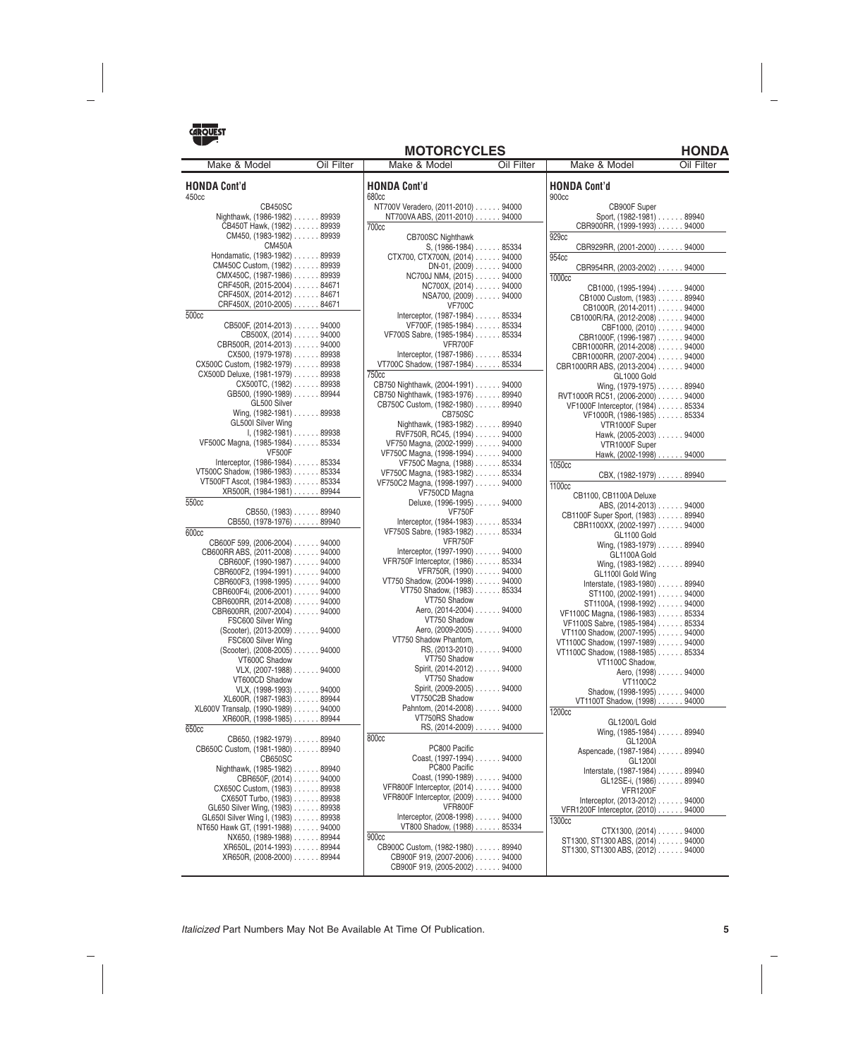# MOTORCYCLES — HONDA

| Make & Model | Oil Filter |
|---|---|
| **HONDA Cont'd** | |
| **450cc** | |
| CB450SC Nighthawk, (1986-1982) | 89939 |
| CB450T Hawk, (1982) | 89939 |
| CM450, (1983-1982) | 89939 |
| CM450A Hondamatic, (1983-1982) | 89939 |
| CM450C Custom, (1982) | 89939 |
| CMX450C, (1987-1986) | 89939 |
| CRF450R, (2015-2004) | 84671 |
| CRF450X, (2014-2012) | 84671 |
| CRF450X, (2010-2005) | 84671 |
| **500cc** | |
| CB500F, (2014-2013) | 94000 |
| CB500X, (2014) | 94000 |
| CBR500R, (2014-2013) | 94000 |
| CX500, (1979-1978) | 89938 |
| CX500C Custom, (1982-1979) | 89938 |
| CX500D Deluxe, (1981-1979) | 89938 |
| CX500TC, (1982) | 89938 |
| GB500, (1990-1989) | 89944 |
| GL500 Silver Wing, (1982-1981) | 89938 |
| GL500I Silver Wing I, (1982-1981) | 89938 |
| VF500C Magna, (1985-1984) | 85334 |
| VF500F Interceptor, (1986-1984) | 85334 |
| VT500C Shadow, (1986-1983) | 85334 |
| VT500FT Ascot, (1984-1983) | 85334 |
| XR500R, (1984-1981) | 89944 |
| **550cc** | |
| CB550, (1983) | 89940 |
| CB550, (1978-1976) | 89940 |
| **600cc** | |
| CB600F 599, (2006-2004) | 94000 |
| CB600RR ABS, (2011-2008) | 94000 |
| CBR600F, (1990-1987) | 94000 |
| CBR600F2, (1994-1991) | 94000 |
| CBR600F3, (1998-1995) | 94000 |
| CBR600F4i, (2006-2001) | 94000 |
| CBR600RR, (2014-2008) | 94000 |
| CBR600RR, (2007-2004) | 94000 |
| FSC600 Silver Wing (Scooter), (2013-2009) | 94000 |
| FSC600 Silver Wing (Scooter), (2008-2005) | 94000 |
| VT600C Shadow VLX, (2007-1988) | 94000 |
| VT600CD Shadow VLX, (1998-1993) | 94000 |
| XL600R, (1987-1983) | 89944 |
| XL600V Transalp, (1990-1989) | 94000 |
| XR600R, (1998-1985) | 89944 |
| **650cc** | |
| CB650, (1982-1979) | 89940 |
| CB650C Custom, (1981-1980) | 89940 |
| CB650SC Nighthawk, (1985-1982) | 89940 |
| CBR650F, (2014) | 94000 |
| CX650C Custom, (1983) | 89938 |
| CX650T Turbo, (1983) | 89938 |
| GL650 Silver Wing, (1983) | 89938 |
| GL650I Silver Wing I, (1983) | 89938 |
| NT650 Hawk GT, (1991-1988) | 94000 |
| NX650, (1989-1988) | 89944 |
| XR650L, (2014-1993) | 89944 |
| XR650R, (2008-2000) | 89944 |
| **HONDA Cont'd** | |
| **680cc** | |
| NT700V Veradero, (2011-2010) | 94000 |
| NT700VA ABS, (2011-2010) | 94000 |
| **700cc** | |
| CB700SC Nighthawk S, (1986-1984) | 85334 |
| CTX700, CTX700N, (2014) | 94000 |
| DN-01, (2009) | 94000 |
| NC700J NM4, (2015) | 94000 |
| NC700X, (2014) | 94000 |
| NSA700, (2009) | 94000 |
| VF700C Interceptor, (1987-1984) | 85334 |
| VF700F Interceptor, (1985-1984) | 85334 |
| VF700S Sabre, (1985-1984) | 85334 |
| VFR700F Interceptor, (1987-1986) | 85334 |
| VT700C Shadow, (1987-1984) | 85334 |
| **750cc** | |
| CB750 Nighthawk, (2004-1991) | 94000 |
| CB750 Nighthawk, (1983-1976) | 89940 |
| CB750C Custom, (1982-1980) | 89940 |
| CB750SC Nighthawk, (1983-1982) | 89940 |
| RVF750R, RC45, (1994) | 94000 |
| VF750 Magna, (2002-1999) | 94000 |
| VF750C Magna, (1998-1994) | 94000 |
| VF750C Magna, (1988) | 85334 |
| VF750C Magna, (1983-1982) | 85334 |
| VF750C2 Magna, (1998-1997) | 94000 |
| VF750CD Magna Deluxe, (1996-1995) | 94000 |
| VF750F Interceptor, (1984-1983) | 85334 |
| VF750S Sabre, (1983-1982) | 85334 |
| VFR750F Interceptor, (1997-1990) | 94000 |
| VFR750F Interceptor, (1986) | 85334 |
| VFR750R, (1990) | 94000 |
| VT750 Shadow, (2004-1998) | 94000 |
| VT750 Shadow, (1983) | 85334 |
| VT750 Shadow Aero, (2014-2004) | 94000 |
| VT750 Shadow Aero, (2009-2005) | 94000 |
| VT750 Shadow Phantom, RS, (2013-2010) | 94000 |
| VT750 Shadow Spirit, (2014-2012) | 94000 |
| VT750 Shadow Spirit, (2009-2005) | 94000 |
| VT750C2B Shadow Pahntom, (2014-2008) | 94000 |
| VT750RS Shadow RS, (2014-2009) | 94000 |
| **800cc** | |
| PC800 Pacific Coast, (1997-1994) | 94000 |
| PC800 Pacific Coast, (1990-1989) | 94000 |
| VFR800F Interceptor, (2014) | 94000 |
| VFR800F Interceptor, (2009) | 94000 |
| VFR800F Interceptor, (2008-1998) | 94000 |
| VT800 Shadow, (1988) | 85334 |
| **900cc** | |
| CB900C Custom, (1982-1980) | 89940 |
| CB900F 919, (2007-2006) | 94000 |
| CB900F 919, (2005-2002) | 94000 |
| **HONDA Cont'd** | |
| **900cc** | |
| CB900F Super Sport, (1982-1981) | 89940 |
| CBR900RR, (1999-1993) | 94000 |
| **929cc** | |
| CBR929RR, (2001-2000) | 94000 |
| **954cc** | |
| CBR954RR, (2003-2002) | 94000 |
| **1000cc** | |
| CB1000, (1995-1994) | 94000 |
| CB1000 Custom, (1983) | 89940 |
| CB1000R, (2014-2011) | 94000 |
| CB1000R/RA, (2012-2008) | 94000 |
| CBF1000, (2010) | 94000 |
| CBR1000F, (1996-1987) | 94000 |
| CBR1000RR, (2014-2008) | 94000 |
| CBR1000RR, (2007-2004) | 94000 |
| CBR1000RR ABS, (2013-2004) | 94000 |
| GL1000 Gold Wing, (1979-1975) | 89940 |
| RVT1000R RC51, (2006-2000) | 94000 |
| VF1000F Interceptor, (1984) | 85334 |
| VF1000R, (1986-1985) | 85334 |
| VTR1000F Super Hawk, (2005-2003) | 94000 |
| VTR1000F Super Hawk, (2002-1998) | 94000 |
| **1050cc** | |
| CBX, (1982-1979) | 89940 |
| **1100cc** | |
| CB1100, CB1100A Deluxe ABS, (2014-2013) | 94000 |
| CB1100F Super Sport, (1983) | 89940 |
| CBR1100XX, (2002-1997) | 94000 |
| GL1100 Gold Wing, (1983-1979) | 89940 |
| GL1100A Gold Wing, (1983-1982) | 89940 |
| GL1100I Gold Wing Interstate, (1983-1980) | 89940 |
| ST1100, (2002-1991) | 94000 |
| ST1100A, (1998-1992) | 94000 |
| VF1100C Magna, (1986-1983) | 85334 |
| VF1100S Sabre, (1985-1984) | 85334 |
| VT1100 Shadow, (2007-1995) | 94000 |
| VT1100C Shadow, (1997-1989) | 94000 |
| VT1100C Shadow, (1988-1985) | 85334 |
| VT1100C Shadow, Aero, (1998) | 94000 |
| VT1100C2 Shadow, (1998-1995) | 94000 |
| VT1100T Shadow, (1998) | 94000 |
| **1200cc** | |
| GL1200/L Gold Wing, (1985-1984) | 89940 |
| GL1200A Aspencade, (1987-1984) | 89940 |
| GL1200I Interstate, (1987-1984) | 89940 |
| GL12SE-i, (1986) | 89940 |
| VFR1200F Interceptor, (2013-2012) | 94000 |
| VFR1200F Interceptor, (2010) | 94000 |
| **1300cc** | |
| CTX1300, (2014) | 94000 |
| ST1300, ST1300 ABS, (2014) | 94000 |
| ST1300, ST1300 ABS, (2012) | 94000 |

*Italicized* Part Numbers May Not Be Available At Time Of Publication.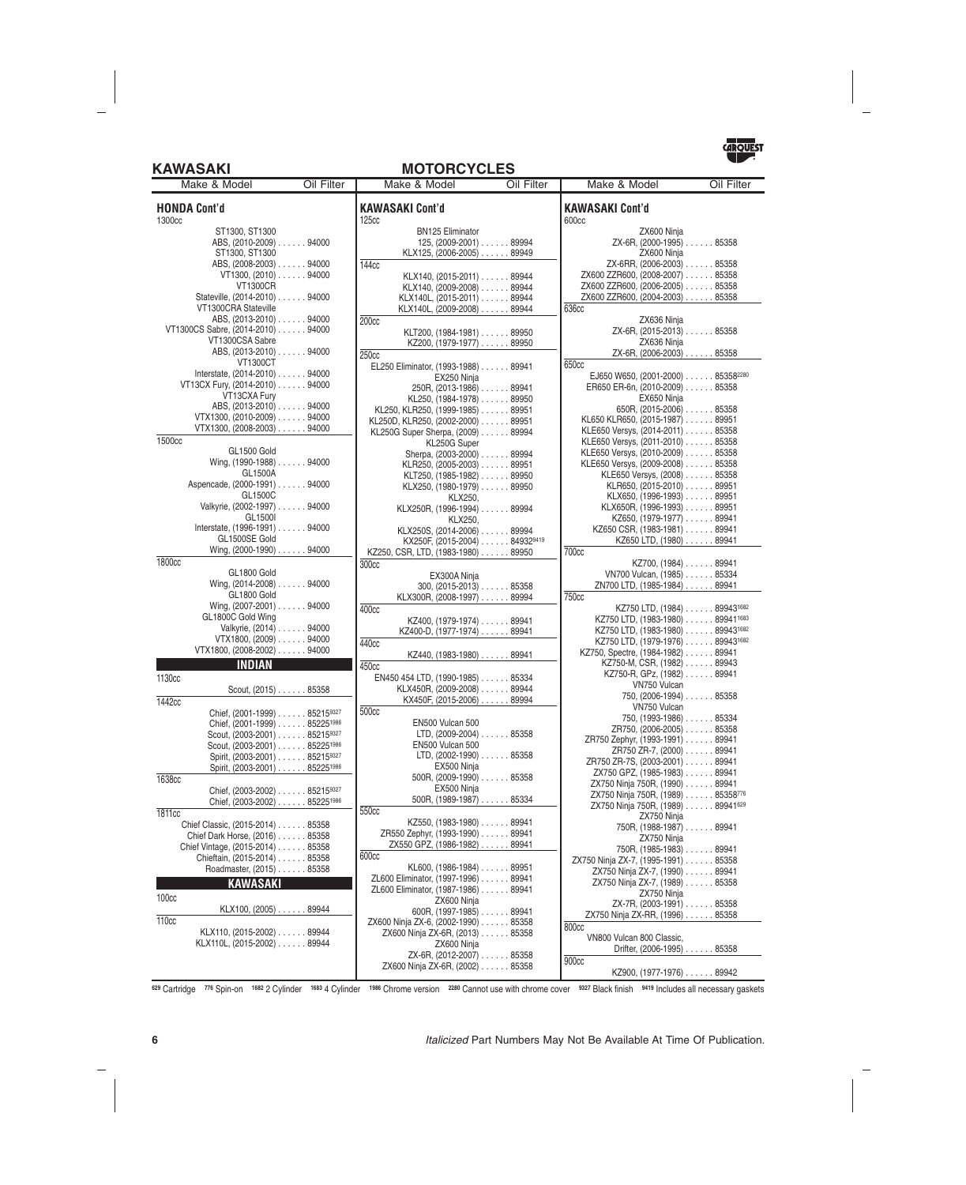# KAWASAKI — MOTORCYCLES

| Make & Model | Oil Filter |
|---|---|
| **HONDA Cont'd** | |
| **1300cc** | |
| ST1300, ST1300 ABS, (2010-2009) | 94000 |
| ST1300, ST1300 ABS, (2008-2003) | 94000 |
| VT1300, (2010) | 94000 |
| VT1300CR Stateville, (2014-2010) | 94000 |
| VT1300CRA Stateville ABS, (2013-2010) | 94000 |
| VT1300CS Sabre, (2014-2010) | 94000 |
| VT1300CSA Sabre ABS, (2013-2010) | 94000 |
| VT1300CT Interstate, (2014-2010) | 94000 |
| VT13CX Fury, (2014-2010) | 94000 |
| VT13CXA Fury ABS, (2013-2010) | 94000 |
| VTX1300, (2010-2009) | 94000 |
| VTX1300, (2008-2003) | 94000 |
| **1500cc** | |
| GL1500 Gold Wing, (1990-1988) | 94000 |
| GL1500A Aspencade, (2000-1991) | 94000 |
| GL1500C Valkyrie, (2002-1997) | 94000 |
| GL1500I Interstate, (1996-1991) | 94000 |
| GL1500SE Gold Wing, (2000-1990) | 94000 |
| **1800cc** | |
| GL1800 Gold Wing, (2014-2008) | 94000 |
| GL1800 Gold Wing, (2007-2001) | 94000 |
| GL1800C Gold Wing Valkyrie, (2014) | 94000 |
| VTX1800, (2009) | 94000 |
| VTX1800, (2008-2002) | 94000 |
| **INDIAN** | |
| **1130cc** | |
| Scout, (2015) | 85358 |
| **1442cc** | |
| Chief, (2001-1999) | 85215[9327] |
| Chief, (2001-1999) | 85225[1986] |
| Scout, (2003-2001) | 85215[9327] |
| Scout, (2003-2001) | 85225[1986] |
| Spirit, (2003-2001) | 85215[9327] |
| Spirit, (2003-2001) | 85225[1986] |
| **1638cc** | |
| Chief, (2003-2002) | 85215[9327] |
| Chief, (2003-2002) | 85225[1986] |
| **1811cc** | |
| Chief Classic, (2015-2014) | 85358 |
| Chief Dark Horse, (2016) | 85358 |
| Chief Vintage, (2015-2014) | 85358 |
| Chieftain, (2015-2014) | 85358 |
| Roadmaster, (2015) | 85358 |
| **KAWASAKI** | |
| **100cc** | |
| KLX100, (2005) | 89944 |
| **110cc** | |
| KLX110, (2015-2002) | 89944 |
| KLX110L, (2015-2002) | 89944 |
| **KAWASAKI Cont'd** | |
| **125cc** | |
| BN125 Eliminator 125, (2009-2001) | 89994 |
| KLX125, (2006-2005) | 89949 |
| **144cc** | |
| KLX140, (2015-2011) | 89944 |
| KLX140, (2009-2008) | 89944 |
| KLX140L, (2015-2011) | 89944 |
| KLX140L, (2009-2008) | 89944 |
| **200cc** | |
| KLT200, (1984-1981) | 89950 |
| KZ200, (1979-1977) | 89950 |
| **250cc** | |
| EL250 Eliminator, (1993-1988) | 89941 |
| EX250 Ninja 250R, (2013-1986) | 89941 |
| KL250, (1984-1978) | 89950 |
| KL250, KLR250, (1999-1985) | 89951 |
| KL250D, KLR250, (2002-2000) | 89951 |
| KL250G Super Sherpa, (2009) | 89994 |
| KL250G Super Sherpa, (2003-2000) | 89994 |
| KLR250, (2005-2003) | 89951 |
| KLT250, (1985-1982) | 89950 |
| KLX250, (1980-1979) | 89950 |
| KLX250, KLX250R, (1996-1994) | 89994 |
| KLX250, KLX250S, (2014-2006) | 89994 |
| KX250F, (2015-2004) | 84932[9419] |
| KZ250, CSR, LTD, (1983-1980) | 89950 |
| **300cc** | |
| EX300A Ninja 300, (2015-2013) | 85358 |
| KLX300R, (2008-1997) | 89994 |
| **400cc** | |
| KZ400, (1979-1974) | 89941 |
| KZ400-D, (1977-1974) | 89941 |
| **440cc** | |
| KZ440, (1983-1980) | 89941 |
| **450cc** | |
| EN450 454 LTD, (1990-1985) | 85334 |
| KLX450R, (2009-2008) | 89944 |
| KX450F, (2015-2006) | 89994 |
| **500cc** | |
| EN500 Vulcan 500 LTD, (2009-2004) | 85358 |
| EN500 Vulcan 500 LTD, (2002-1990) | 85358 |
| EX500 Ninja 500R, (2009-1990) | 85358 |
| EX500 Ninja 500R, (1989-1987) | 85334 |
| **550cc** | |
| KZ550, (1983-1980) | 89941 |
| ZR550 Zephyr, (1993-1990) | 89941 |
| ZX550 GPZ, (1986-1982) | 89941 |
| **600cc** | |
| KL600, (1986-1984) | 89951 |
| ZL600 Eliminator, (1997-1996) | 89941 |
| ZL600 Eliminator, (1987-1986) | 89941 |
| ZX600 Ninja 600R, (1997-1985) | 89941 |
| ZX600 Ninja ZX-6, (2002-1990) | 85358 |
| ZX600 Ninja ZX-6R, (2013) | 85358 |
| ZX600 Ninja ZX-6R, (2012-2007) | 85358 |
| ZX600 Ninja ZX-6R, (2002) | 85358 |
| **KAWASAKI Cont'd** | |
| **600cc** | |
| ZX600 Ninja ZX-6R, (2000-1995) | 85358 |
| ZX600 Ninja ZX-6RR, (2006-2003) | 85358 |
| ZX600 ZZR600, (2008-2007) | 85358 |
| ZX600 ZZR600, (2006-2005) | 85358 |
| ZX600 ZZR600, (2004-2003) | 85358 |
| **636cc** | |
| ZX636 Ninja ZX-6R, (2015-2013) | 85358 |
| ZX636 Ninja ZX-6R, (2006-2003) | 85358 |
| **650cc** | |
| EJ650 W650, (2001-2000) | 85358[2280] |
| ER650 ER-6n, (2010-2009) | 85358 |
| EX650 Ninja 650R, (2015-2006) | 85358 |
| KL650 KLR650, (2015-1987) | 89951 |
| KLE650 Versys, (2014-2011) | 85358 |
| KLE650 Versys, (2011-2010) | 85358 |
| KLE650 Versys, (2010-2009) | 85358 |
| KLE650 Versys, (2009-2008) | 85358 |
| KLE650 Versys, (2008) | 85358 |
| KLR650, (2015-2010) | 89951 |
| KLX650, (1996-1993) | 89951 |
| KLX650R, (1996-1993) | 89951 |
| KZ650, (1979-1977) | 89941 |
| KZ650 CSR, (1983-1981) | 89941 |
| KZ650 LTD, (1980) | 89941 |
| **700cc** | |
| KZ700, (1984) | 89941 |
| VN700 Vulcan, (1985) | 85334 |
| ZN700 LTD, (1985-1984) | 89941 |
| **750cc** | |
| KZ750 LTD, (1984) | 89943[1682] |
| KZ750 LTD, (1983-1980) | 89941[1683] |
| KZ750 LTD, (1983-1980) | 89943[1682] |
| KZ750 LTD, (1979-1976) | 89943[1682] |
| KZ750, Spectre, (1984-1982) | 89941 |
| KZ750-M, CSR, (1982) | 89943 |
| KZ750-R, GPz, (1982) | 89941 |
| VN750 Vulcan 750, (2006-1994) | 85358 |
| VN750 Vulcan 750, (1993-1986) | 85334 |
| ZR750, (2006-2005) | 85358 |
| ZR750 Zephyr, (1993-1991) | 89941 |
| ZR750 ZR-7, (2000) | 89941 |
| ZR750 ZR-7S, (2003-2001) | 89941 |
| ZX750 GPZ, (1985-1983) | 89941 |
| ZX750 Ninja 750R, (1990) | 89941 |
| ZX750 Ninja 750R, (1989) | 85358[776] |
| ZX750 Ninja 750R, (1989) | 89941[629] |
| ZX750 Ninja 750R, (1988-1987) | 89941 |
| ZX750 Ninja 750R, (1985-1983) | 89941 |
| ZX750 Ninja ZX-7, (1995-1991) | 85358 |
| ZX750 Ninja ZX-7, (1990) | 89941 |
| ZX750 Ninja ZX-7, (1989) | 85358 |
| ZX750 Ninja ZX-7R, (2003-1991) | 85358 |
| ZX750 Ninja ZX-RR, (1996) | 85358 |
| **800cc** | |
| VN800 Vulcan 800 Classic, Drifter, (2006-1995) | 85358 |
| **900cc** | |
| KZ900, (1977-1976) | 89942 |

[629] Cartridge [776] Spin-on [1682] 2 Cylinder [1683] 4 Cylinder [1986] Chrome version [2280] Cannot use with chrome cover [9327] Black finish [9419] Includes all necessary gaskets

*Italicized* Part Numbers May Not Be Available At Time Of Publication.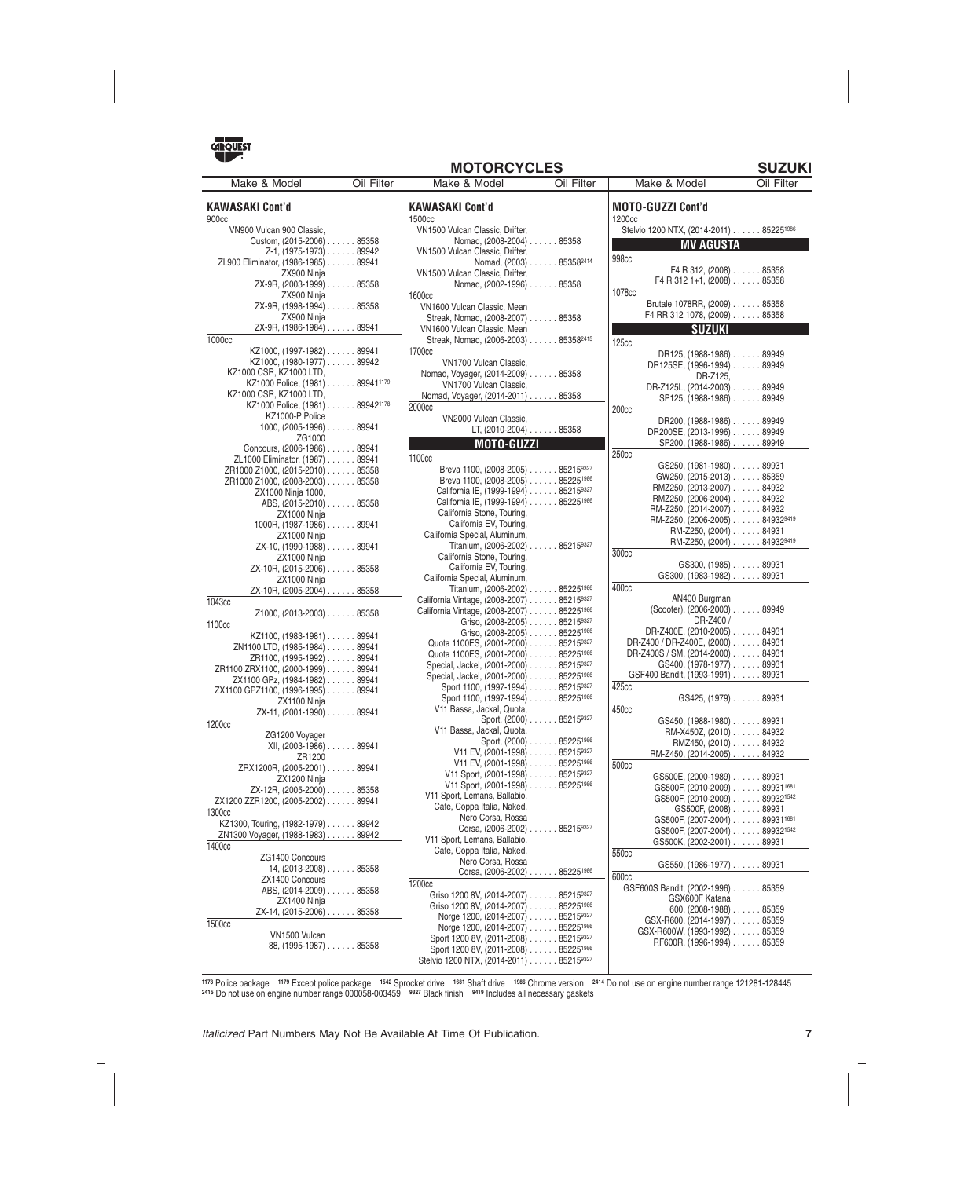# MOTORCYCLES

## KAWASAKI Cont'd

| Make & Model | Oil Filter |
|---|---|
| **900cc** | |
| VN900 Vulcan 900 Classic, Custom, (2015-2006) | 85358 |
| Z-1, (1975-1973) | 89942 |
| ZL900 Eliminator, (1986-1985) | 89941 |
| ZX900 Ninja ZX-9R, (2003-1999) | 85358 |
| ZX900 Ninja ZX-9R, (1998-1994) | 85358 |
| ZX900 Ninja ZX-9R, (1986-1984) | 89941 |
| **1000cc** | |
| KZ1000, (1997-1982) | 89941 |
| KZ1000, (1980-1977) | 89942 |
| KZ1000 CSR, KZ1000 LTD, KZ1000 Police, (1981) | 89941[1179] |
| KZ1000 CSR, KZ1000 LTD, KZ1000 Police, (1981) | 89942[1178] |
| KZ1000-P Police 1000, (2005-1996) | 89941 |
| ZG1000 Concours, (2006-1986) | 89941 |
| ZL1000 Eliminator, (1987) | 89941 |
| ZR1000 Z1000, (2015-2010) | 85358 |
| ZR1000 Z1000, (2008-2003) | 85358 |
| ZX1000 Ninja 1000, ABS, (2015-2010) | 85358 |
| ZX1000 Ninja 1000R, (1987-1986) | 89941 |
| ZX1000 Ninja ZX-10, (1990-1988) | 89941 |
| ZX1000 Ninja ZX-10R, (2015-2006) | 85358 |
| ZX1000 Ninja ZX-10R, (2005-2004) | 85358 |
| **1043cc** | |
| Z1000, (2013-2003) | 85358 |
| **1100cc** | |
| KZ1100, (1983-1981) | 89941 |
| ZN1100 LTD, (1985-1984) | 89941 |
| ZR1100, (1995-1992) | 89941 |
| ZR1100 ZRX1100, (2000-1999) | 89941 |
| ZX1100 GPz, (1984-1982) | 89941 |
| ZX1100 GPZ1100, (1996-1995) | 89941 |
| ZX1100 Ninja ZX-11, (2001-1990) | 89941 |
| **1200cc** | |
| ZG1200 Voyager XII, (2003-1986) | 89941 |
| ZR1200 ZRX1200R, (2005-2001) | 89941 |
| ZX1200 Ninja ZX-12R, (2005-2000) | 85358 |
| ZX1200 ZZR1200, (2005-2002) | 89941 |
| **1300cc** | |
| KZ1300, Touring, (1982-1979) | 89942 |
| ZN1300 Voyager, (1988-1983) | 89942 |
| **1400cc** | |
| ZG1400 Concours 14, (2013-2008) | 85358 |
| ZX1400 Concours ABS, (2014-2009) | 85358 |
| ZX1400 Ninja ZX-14, (2015-2006) | 85358 |
| **1500cc** | |
| VN1500 Vulcan 88, (1995-1987) | 85358 |
| VN1500 Vulcan Classic, Drifter, Nomad, (2008-2004) | 85358 |
| VN1500 Vulcan Classic, Drifter, Nomad, (2003) | 85358[2414] |
| VN1500 Vulcan Classic, Drifter, Nomad, (2002-1996) | 85358 |
| **1600cc** | |
| VN1600 Vulcan Classic, Mean Streak, Nomad, (2008-2007) | 85358 |
| VN1600 Vulcan Classic, Mean Streak, Nomad, (2006-2003) | 85358[2415] |
| **1700cc** | |
| VN1700 Vulcan Classic, Nomad, Voyager, (2014-2009) | 85358 |
| VN1700 Vulcan Classic, Nomad, Voyager, (2014-2011) | 85358 |
| **2000cc** | |
| VN2000 Vulcan Classic, LT, (2010-2004) | 85358 |

## MOTO-GUZZI

| Make & Model | Oil Filter |
|---|---|
| **1100cc** | |
| Breva 1100, (2008-2005) | 85215[9327] |
| Breva 1100, (2008-2005) | 85225[1986] |
| California IE, (1999-1994) | 85215[9327] |
| California IE, (1999-1994) | 85225[1986] |
| California Stone, Touring, California EV, Touring, California Special, Aluminum, Titanium, (2006-2002) | 85215[9327] |
| California Stone, Touring, California EV, Touring, California Special, Aluminum, Titanium, (2006-2002) | 85225[1986] |
| California Vintage, (2008-2007) | 85215[9327] |
| California Vintage, (2008-2007) | 85225[1986] |
| Griso, (2008-2005) | 85215[9327] |
| Griso, (2008-2005) | 85225[1986] |
| Quota 1100ES, (2001-2000) | 85215[9327] |
| Quota 1100ES, (2001-2000) | 85225[1986] |
| Special, Jackel, (2001-2000) | 85215[9327] |
| Special, Jackel, (2001-2000) | 85225[1986] |
| Sport 1100, (1997-1994) | 85215[9327] |
| Sport 1100, (1997-1994) | 85225[1986] |
| V11 Bassa, Jackal, Quota, Sport, (2000) | 85215[9327] |
| V11 Bassa, Jackal, Quota, Sport, (2000) | 85225[1986] |
| V11 EV, (2001-1998) | 85215[9327] |
| V11 EV, (2001-1998) | 85225[1986] |
| V11 Sport, (2001-1998) | 85215[9327] |
| V11 Sport, (2001-1998) | 85225[1986] |
| V11 Sport, Lemans, Ballabio, Cafe, Coppa Italia, Naked, Nero Corsa, Rossa Corsa, (2006-2002) | 85215[9327] |
| V11 Sport, Lemans, Ballabio, Cafe, Coppa Italia, Naked, Nero Corsa, Rossa Corsa, (2006-2002) | 85225[1986] |
| **1200cc** | |
| Griso 1200 8V, (2014-2007) | 85215[9327] |
| Griso 1200 8V, (2014-2007) | 85225[1986] |
| Norge 1200, (2014-2007) | 85215[9327] |
| Norge 1200, (2014-2007) | 85225[1986] |
| Sport 1200 8V, (2011-2008) | 85215[9327] |
| Sport 1200 8V, (2011-2008) | 85225[1986] |
| Stelvio 1200 NTX, (2014-2011) | 85215[9327] |
| Stelvio 1200 NTX, (2014-2011) | 85225[1986] |

## MV AGUSTA

| Make & Model | Oil Filter |
|---|---|
| **998cc** | |
| F4 R 312, (2008) | 85358 |
| F4 R 312 1+1, (2008) | 85358 |
| **1078cc** | |
| Brutale 1078RR, (2009) | 85358 |
| F4 RR 312 1078, (2009) | 85358 |

## SUZUKI

| Make & Model | Oil Filter |
|---|---|
| **125cc** | |
| DR125, (1988-1986) | 89949 |
| DR125SE, (1996-1994) | 89949 |
| DR-Z125, DR-Z125L, (2014-2003) | 89949 |
| SP125, (1988-1986) | 89949 |
| **200cc** | |
| DR200, (1988-1986) | 89949 |
| DR200SE, (2013-1996) | 89949 |
| SP200, (1988-1986) | 89949 |
| **250cc** | |
| GS250, (1981-1980) | 89931 |
| GW250, (2015-2013) | 85359 |
| RMZ250, (2013-2007) | 84932 |
| RMZ250, (2006-2004) | 84932 |
| RM-Z250, (2014-2007) | 84932 |
| RM-Z250, (2006-2005) | 84932[9419] |
| RM-Z250, (2004) | 84931 |
| RM-Z250, (2004) | 84932[9419] |
| **300cc** | |
| GS300, (1985) | 89931 |
| GS300, (1983-1982) | 89931 |
| **400cc** | |
| AN400 Burgman (Scooter), (2006-2003) | 89949 |
| DR-Z400 / DR-Z400E, (2010-2005) | 84931 |
| DR-Z400 / DR-Z400E, (2000) | 84931 |
| DR-Z400S / SM, (2014-2000) | 84931 |
| GS400, (1978-1977) | 89931 |
| GSF400 Bandit, (1993-1991) | 89931 |
| **425cc** | |
| GS425, (1979) | 89931 |
| **450cc** | |
| GS450, (1988-1980) | 89931 |
| RM-X450Z, (2010) | 84932 |
| RMZ450, (2010) | 84932 |
| RM-Z450, (2014-2005) | 84932 |
| **500cc** | |
| GS500E, (2000-1989) | 89931 |
| GS500F, (2010-2009) | 89931[1681] |
| GS500F, (2010-2009) | 89932[1542] |
| GS500F, (2008) | 89931 |
| GS500F, (2007-2004) | 89931[1681] |
| GS500F, (2007-2004) | 89932[1542] |
| GS500K, (2002-2001) | 89931 |
| **550cc** | |
| GS550, (1986-1977) | 89931 |
| **600cc** | |
| GSF600S Bandit, (2002-1996) | 85359 |
| GSX600F Katana 600, (2008-1988) | 85359 |
| GSX-R600, (2014-1997) | 85359 |
| GSX-R600W, (1993-1992) | 85359 |
| RF600R, (1996-1994) | 85359 |

[1178] Police package [1179] Except police package [1542] Sprocket drive [1681] Shaft drive [1986] Chrome version [2414] Do not use on engine number range 121281-128445
[2415] Do not use on engine number range 000058-003459 [9327] Black finish [9419] Includes all necessary gaskets

*Italicized* Part Numbers May Not Be Available At Time Of Publication.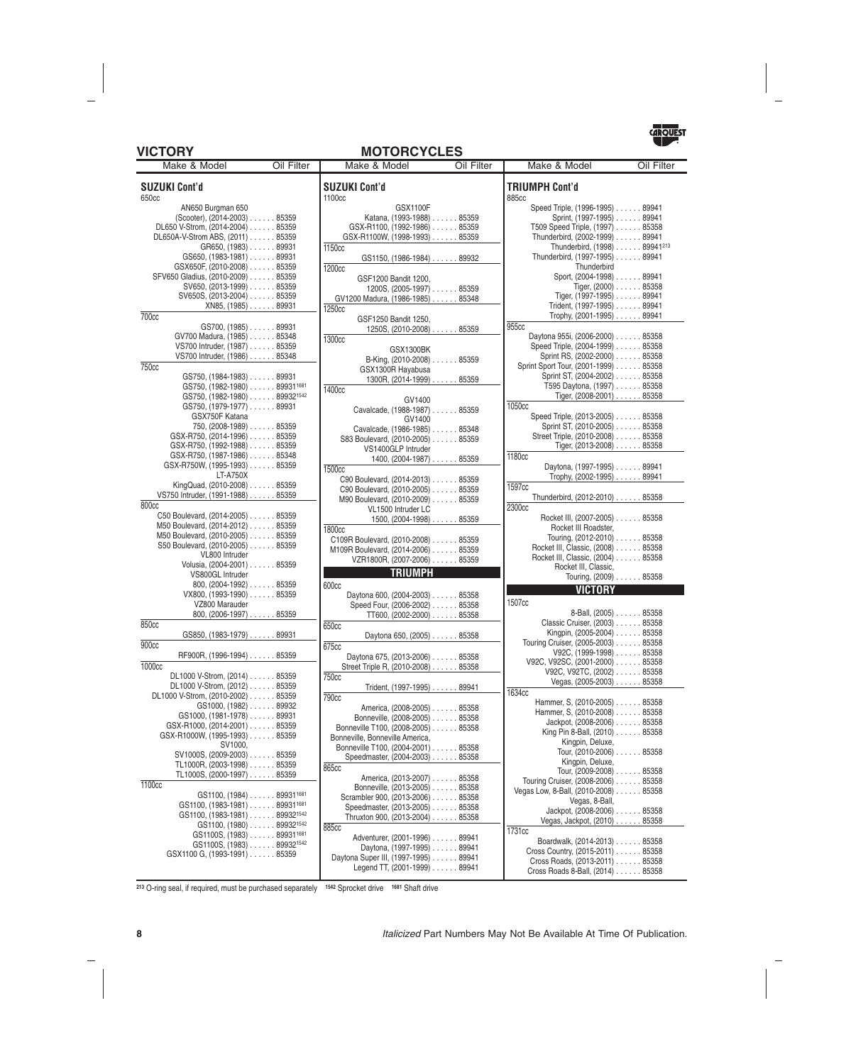# MOTORCYCLES

## SUZUKI Cont'd

| Make & Model | Oil Filter |
|---|---|
| **650cc** | |
| AN650 Burgman 650 (Scooter), (2014-2003) | 85359 |
| DL650 V-Strom, (2014-2004) | 85359 |
| DL650A-V-Strom ABS, (2011) | 85359 |
| GR650, (1983) | 89931 |
| GS650, (1983-1981) | 89931 |
| GSX650F, (2010-2008) | 85359 |
| SFV650 Gladius, (2010-2009) | 85359 |
| SV650, (2013-1999) | 85359 |
| SV650S, (2013-2004) | 85359 |
| XN85, (1985) | 89931 |
| **700cc** | |
| GS700, (1985) | 89931 |
| GV700 Madura, (1985) | 85348 |
| VS700 Intruder, (1987) | 85359 |
| VS700 Intruder, (1986) | 85348 |
| **750cc** | |
| GS750, (1984-1983) | 89931 |
| GS750, (1982-1980) | 89931[1681] |
| GS750, (1982-1980) | 89932[1542] |
| GS750, (1979-1977) | 89931 |
| GSX750F Katana 750, (2008-1989) | 85359 |
| GSX-R750, (2014-1996) | 85359 |
| GSX-R750, (1992-1988) | 85359 |
| GSX-R750, (1987-1986) | 85348 |
| GSX-R750W, (1995-1993) | 85359 |
| LT-A750X KingQuad, (2010-2008) | 85359 |
| VS750 Intruder, (1991-1988) | 85359 |
| **800cc** | |
| C50 Boulevard, (2014-2005) | 85359 |
| M50 Boulevard, (2014-2012) | 85359 |
| M50 Boulevard, (2010-2005) | 85359 |
| S50 Boulevard, (2010-2005) | 85359 |
| VL800 Intruder Volusia, (2004-2001) | 85359 |
| VS800GL Intruder 800, (2004-1992) | 85359 |
| VX800, (1993-1990) | 85359 |
| VZ800 Marauder 800, (2006-1997) | 85359 |
| **850cc** | |
| GS850, (1983-1979) | 89931 |
| **900cc** | |
| RF900R, (1996-1994) | 85359 |
| **1000cc** | |
| DL1000 V-Strom, (2014) | 85359 |
| DL1000 V-Strom, (2012) | 85359 |
| DL1000 V-Strom, (2010-2002) | 85359 |
| GS1000, (1982) | 89932 |
| GS1000, (1981-1978) | 89931 |
| GSX-R1000, (2014-2001) | 85359 |
| GSX-R1000W, (1995-1993) | 85359 |
| SV1000, SV1000S, (2009-2003) | 85359 |
| TL1000R, (2003-1998) | 85359 |
| TL1000S, (2000-1997) | 85359 |
| **1100cc** | |
| GS1100, (1984) | 89931[1681] |
| GS1100, (1983-1981) | 89931[1681] |
| GS1100, (1983-1981) | 89932[1542] |
| GS1100, (1980) | 89932[1542] |
| GS1100S, (1983) | 89931[1681] |
| GS1100S, (1983) | 89932[1542] |
| GSX1100 G, (1993-1991) | 85359 |
| GSX1100F Katana, (1993-1988) | 85359 |
| GSX-R1100, (1992-1986) | 85359 |
| GSX-R1100W, (1998-1993) | 85359 |
| **1150cc** | |
| GS1150, (1986-1984) | 89932 |
| **1200cc** | |
| GSF1200 Bandit 1200, 1200S, (2005-1997) | 85359 |
| GV1200 Madura, (1986-1985) | 85348 |
| **1250cc** | |
| GSF1250 Bandit 1250, 1250S, (2010-2008) | 85359 |
| **1300cc** | |
| GSX1300BK B-King, (2010-2008) | 85359 |
| GSX1300R Hayabusa 1300R, (2014-1999) | 85359 |
| **1400cc** | |
| GV1400 Cavalcade, (1988-1987) | 85359 |
| GV1400 Cavalcade, (1986-1985) | 85348 |
| S83 Boulevard, (2010-2005) | 85359 |
| VS1400GLP Intruder 1400, (2004-1987) | 85359 |
| **1500cc** | |
| C90 Boulevard, (2014-2013) | 85359 |
| C90 Boulevard, (2010-2005) | 85359 |
| M90 Boulevard, (2010-2009) | 85359 |
| VL1500 Intruder LC 1500, (2004-1998) | 85359 |
| **1800cc** | |
| C109R Boulevard, (2010-2008) | 85359 |
| M109R Boulevard, (2014-2006) | 85359 |
| VZR1800R, (2007-2006) | 85359 |

## TRIUMPH

| Make & Model | Oil Filter |
|---|---|
| **600cc** | |
| Daytona 600, (2004-2003) | 85358 |
| Speed Four, (2006-2002) | 85358 |
| TT600, (2002-2000) | 85358 |
| **650cc** | |
| Daytona 650, (2005) | 85358 |
| **675cc** | |
| Daytona 675, (2013-2006) | 85358 |
| Street Triple R, (2010-2008) | 85358 |
| **750cc** | |
| Trident, (1997-1995) | 89941 |
| **790cc** | |
| America, (2008-2005) | 85358 |
| Bonneville, (2008-2005) | 85358 |
| Bonneville T100, (2008-2005) | 85358 |
| Bonneville, Bonneville America, Bonneville T100, (2004-2001) | 85358 |
| Speedmaster, (2004-2003) | 85358 |
| **865cc** | |
| America, (2013-2007) | 85358 |
| Bonneville, (2013-2005) | 85358 |
| Scrambler 900, (2013-2006) | 85358 |
| Speedmaster, (2013-2005) | 85358 |
| Thruxton 900, (2013-2004) | 85358 |
| **885cc** | |
| Adventurer, (2001-1996) | 89941 |
| Daytona, (1997-1995) | 89941 |
| Daytona Super III, (1997-1995) | 89941 |
| Legend TT, (2001-1999) | 89941 |

## TRIUMPH Cont'd

| Make & Model | Oil Filter |
|---|---|
| **885cc** | |
| Speed Triple, (1996-1995) | 89941 |
| Sprint, (1997-1995) | 89941 |
| T509 Speed Triple, (1997) | 85358 |
| Thunderbird, (2002-1999) | 89941 |
| Thunderbird, (1998) | 89941[213] |
| Thunderbird, (1997-1995) | 89941 |
| Thunderbird Sport, (2004-1998) | 89941 |
| Tiger, (2000) | 85358 |
| Tiger, (1997-1995) | 89941 |
| Trident, (1997-1995) | 89941 |
| Trophy, (2001-1995) | 89941 |
| **955cc** | |
| Daytona 955i, (2006-2000) | 85358 |
| Speed Triple, (2004-1999) | 85358 |
| Sprint RS, (2002-2000) | 85358 |
| Sprint Sport Tour, (2001-1999) | 85358 |
| Sprint ST, (2004-2002) | 85358 |
| T595 Daytona, (1997) | 85358 |
| Tiger, (2008-2001) | 85358 |
| **1050cc** | |
| Speed Triple, (2013-2005) | 85358 |
| Sprint ST, (2010-2005) | 85358 |
| Street Triple, (2010-2008) | 85358 |
| Tiger, (2013-2008) | 85358 |
| **1180cc** | |
| Daytona, (1997-1995) | 89941 |
| Trophy, (2002-1995) | 89941 |
| **1597cc** | |
| Thunderbird, (2012-2010) | 85358 |
| **2300cc** | |
| Rocket III, (2007-2005) | 85358 |
| Rocket III Roadster, Touring, (2012-2010) | 85358 |
| Rocket III, Classic, (2008) | 85358 |
| Rocket III, Classic, (2004) | 85358 |
| Rocket III, Classic, Touring, (2009) | 85358 |

## VICTORY

| Make & Model | Oil Filter |
|---|---|
| **1507cc** | |
| 8-Ball, (2005) | 85358 |
| Classic Cruiser, (2003) | 85358 |
| Kingpin, (2005-2004) | 85358 |
| Touring Cruiser, (2005-2003) | 85358 |
| V92C, (1999-1998) | 85358 |
| V92C, V92SC, (2001-2000) | 85358 |
| V92C, V92TC, (2002) | 85358 |
| Vegas, (2005-2003) | 85358 |
| **1634cc** | |
| Hammer, S, (2010-2005) | 85358 |
| Hammer, S, (2010-2008) | 85358 |
| Jackpot, (2008-2006) | 85358 |
| King Pin 8-Ball, (2010) | 85358 |
| Kingpin, Deluxe, Tour, (2010-2006) | 85358 |
| Kingpin, Deluxe, Tour, (2009-2008) | 85358 |
| Touring Cruiser, (2008-2006) | 85358 |
| Vegas Low, 8-Ball, (2010-2008) | 85358 |
| Vegas, 8-Ball, Jackpot, (2008-2006) | 85358 |
| Vegas, Jackpot, (2010) | 85358 |
| **1731cc** | |
| Boardwalk, (2014-2013) | 85358 |
| Cross Country, (2015-2011) | 85358 |
| Cross Roads, (2013-2011) | 85358 |
| Cross Roads 8-Ball, (2014) | 85358 |

[213] O-ring seal, if required, must be purchased separately [1542] Sprocket drive [1681] Shaft drive

*Italicized* Part Numbers May Not Be Available At Time Of Publication.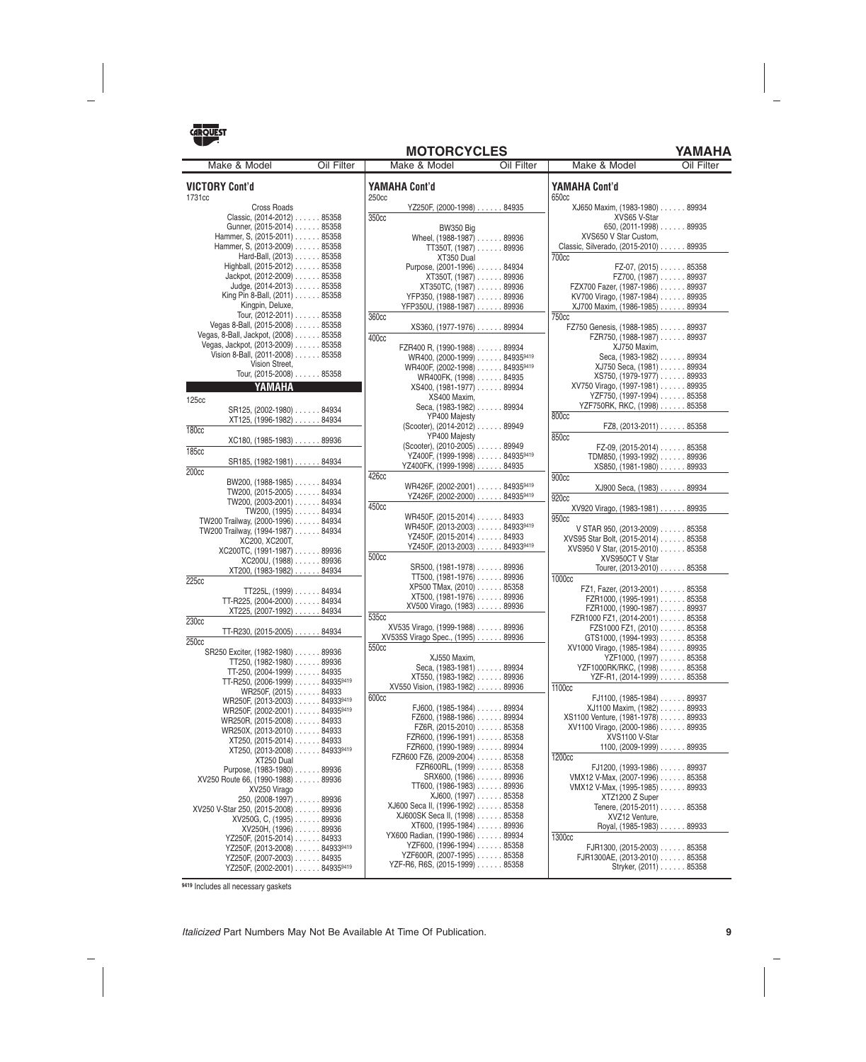# MOTORCYCLES — YAMAHA

| Make & Model | Oil Filter |
|---|---|
| **VICTORY Cont'd** | |
| 1731cc | |
| Cross Roads | |
| Classic, (2014-2012) | 85358 |
| Gunner, (2015-2014) | 85358 |
| Hammer, S, (2015-2011) | 85358 |
| Hammer, S, (2013-2009) | 85358 |
| Hard-Ball, (2013) | 85358 |
| Highball, (2015-2012) | 85358 |
| Jackpot, (2012-2009) | 85358 |
| Judge, (2014-2013) | 85358 |
| King Pin 8-Ball, (2011) | 85358 |
| Kingpin, Deluxe, Tour, (2012-2011) | 85358 |
| Vegas 8-Ball, (2015-2008) | 85358 |
| Vegas, 8-Ball, Jackpot, (2008) | 85358 |
| Vegas, Jackpot, (2013-2009) | 85358 |
| Vision 8-Ball, (2011-2008) | 85358 |
| Vision Street, Tour, (2015-2008) | 85358 |
| **YAMAHA** | |
| 125cc | |
| SR125, (2002-1980) | 84934 |
| XT125, (1996-1982) | 84934 |
| 180cc | |
| XC180, (1985-1983) | 89936 |
| 185cc | |
| SR185, (1982-1981) | 84934 |
| 200cc | |
| BW200, (1988-1985) | 84934 |
| TW200, (2015-2005) | 84934 |
| TW200, (2003-2001) | 84934 |
| TW200, (1995) | 84934 |
| TW200 Trailway, (2000-1996) | 84934 |
| TW200 Trailway, (1994-1987) | 84934 |
| XC200, XC200T, XC200TC, (1991-1987) | 89936 |
| XC200U, (1988) | 89936 |
| XT200, (1983-1982) | 84934 |
| 225cc | |
| TT225L, (1999) | 84934 |
| TT-R225, (2004-2000) | 84934 |
| XT225, (2007-1992) | 84934 |
| 230cc | |
| TT-R230, (2015-2005) | 84934 |
| 250cc | |
| SR250 Exciter, (1982-1980) | 89936 |
| TT250, (1982-1980) | 89936 |
| TT-250, (2004-1999) | 84935 |
| TT-R250, (2006-1999) | 84935[9419] |
| WR250F, (2015) | 84933 |
| WR250F, (2013-2003) | 84933[9419] |
| WR250F, (2002-2001) | 84935[9419] |
| WR250R, (2015-2008) | 84933 |
| WR250X, (2013-2010) | 84933 |
| XT250, (2015-2014) | 84933 |
| XT250, (2013-2008) | 84933[9419] |
| XT250 Dual Purpose, (1983-1980) | 89936 |
| XV250 Route 66, (1990-1988) | 89936 |
| XV250 Virago 250, (2008-1997) | 89936 |
| XV250 V-Star 250, (2015-2008) | 89936 |
| XV250G, C, (1995) | 89936 |
| XV250H, (1996) | 89936 |
| YZ250F, (2015-2014) | 84933 |
| YZ250F, (2013-2008) | 84933[9419] |
| YZ250F, (2007-2003) | 84935 |
| YZ250F, (2002-2001) | 84935[9419] |
| **YAMAHA Cont'd** | |
| 250cc | |
| YZ250F, (2000-1998) | 84935 |
| 350cc | |
| BW350 Big Wheel, (1988-1987) | 89936 |
| TT350T, (1987) | 89936 |
| XT350 Dual Purpose, (2001-1996) | 84934 |
| XT350T, (1987) | 89936 |
| XT350TC, (1987) | 89936 |
| YFP350, (1988-1987) | 89936 |
| YFP350U, (1988-1987) | 89936 |
| 360cc | |
| XS360, (1977-1976) | 89934 |
| 400cc | |
| FZR400 R, (1990-1988) | 89934 |
| WR400, (2000-1999) | 84935[9419] |
| WR400F, (2002-1998) | 84935[9419] |
| WR400FK, (1998) | 84935 |
| XS400, (1981-1977) | 89934 |
| XS400 Maxim, Seca, (1983-1982) | 89934 |
| YP400 Majesty (Scooter), (2014-2012) | 89949 |
| YP400 Majesty (Scooter), (2010-2005) | 89949 |
| YZ400F, (1999-1998) | 84935[9419] |
| YZ400FK, (1999-1998) | 84935 |
| 426cc | |
| WR426F, (2002-2001) | 84935[9419] |
| YZ426F, (2002-2000) | 84935[9419] |
| 450cc | |
| WR450F, (2015-2014) | 84933 |
| WR450F, (2013-2003) | 84933[9419] |
| YZ450F, (2015-2014) | 84933 |
| YZ450F, (2013-2003) | 84933[9419] |
| 500cc | |
| SR500, (1981-1978) | 89936 |
| TT500, (1981-1976) | 89936 |
| XP500 TMax, (2010) | 85358 |
| XT500, (1981-1976) | 89936 |
| XV500 Virago, (1983) | 89936 |
| 535cc | |
| XV535 Virago, (1999-1988) | 89936 |
| XV535S Virago Spec., (1995) | 89936 |
| 550cc | |
| XJ550 Maxim, Seca, (1983-1981) | 89934 |
| XT550, (1983-1982) | 89936 |
| XV550 Vision, (1983-1982) | 89936 |
| 600cc | |
| FJ600, (1985-1984) | 89934 |
| FZ600, (1988-1986) | 89934 |
| FZ6R, (2015-2010) | 85358 |
| FZR600, (1996-1991) | 85358 |
| FZR600, (1990-1989) | 89934 |
| FZR600 FZ6, (2009-2004) | 85358 |
| FZR600RL, (1999) | 85358 |
| SRX600, (1986) | 89936 |
| TT600, (1986-1983) | 89936 |
| XJ600, (1997) | 85358 |
| XJ600 Seca II, (1996-1992) | 85358 |
| XJ600SK Seca II, (1998) | 85358 |
| XT600, (1995-1984) | 89936 |
| YX600 Radian, (1990-1986) | 89934 |
| YZF600, (1996-1994) | 85358 |
| YZF600R, (2007-1995) | 85358 |
| YZF-R6, R6S, (2015-1999) | 85358 |
| **YAMAHA Cont'd** | |
| 650cc | |
| XJ650 Maxim, (1983-1980) | 89934 |
| XVS65 V-Star 650, (2011-1998) | 89935 |
| XVS650 V Star Custom, Classic, Silverado, (2015-2010) | 89935 |
| 700cc | |
| FZ-07, (2015) | 85358 |
| FZ700, (1987) | 89937 |
| FZX700 Fazer, (1987-1986) | 89937 |
| KV700 Virago, (1987-1984) | 89935 |
| XJ700 Maxim, (1986-1985) | 89934 |
| 750cc | |
| FZ750 Genesis, (1988-1985) | 89937 |
| FZR750, (1988-1987) | 89937 |
| XJ750 Maxim, Seca, (1983-1982) | 89934 |
| XJ750 Seca, (1981) | 89934 |
| XS750, (1979-1977) | 89933 |
| XV750 Virago, (1997-1981) | 89935 |
| YZF750, (1997-1994) | 85358 |
| YZF750RK, RKC, (1998) | 85358 |
| 800cc | |
| FZ8, (2013-2011) | 85358 |
| 850cc | |
| FZ-09, (2015-2014) | 85358 |
| TDM850, (1993-1992) | 89936 |
| XS850, (1981-1980) | 89933 |
| 900cc | |
| XJ900 Seca, (1983) | 89934 |
| 920cc | |
| XV920 Virago, (1983-1981) | 89935 |
| 950cc | |
| V STAR 950, (2013-2009) | 85358 |
| XVS95 Star Bolt, (2015-2014) | 85358 |
| XVS950 V Star, (2015-2010) | 85358 |
| XVS950CT V Star Tourer, (2013-2010) | 85358 |
| 1000cc | |
| FZ1, Fazer, (2013-2001) | 85358 |
| FZR1000, (1995-1991) | 85358 |
| FZR1000, (1990-1987) | 89937 |
| FZR1000 FZ1, (2014-2001) | 85358 |
| FZS1000 FZ1, (2010) | 85358 |
| GTS1000, (1994-1993) | 85358 |
| XV1000 Virago, (1985-1984) | 89935 |
| YZF1000, (1997) | 85358 |
| YZF1000RK/RKC, (1998) | 85358 |
| YZF-R1, (2014-1999) | 85358 |
| 1100cc | |
| FJ1100, (1985-1984) | 89937 |
| XJ1100 Maxim, (1982) | 89933 |
| XS1100 Venture, (1981-1978) | 89933 |
| XV1100 Virago, (2000-1986) | 89935 |
| XVS1100 V-Star 1100, (2009-1999) | 89935 |
| 1200cc | |
| FJ1200, (1993-1986) | 89937 |
| VMX12 V-Max, (2007-1996) | 85358 |
| VMX12 V-Max, (1995-1985) | 89933 |
| XTZ1200 Z Super Tenere, (2015-2011) | 85358 |
| XVZ12 Venture, Royal, (1985-1983) | 89933 |
| 1300cc | |
| FJR1300, (2015-2003) | 85358 |
| FJR1300AE, (2013-2010) | 85358 |
| Stryker, (2011) | 85358 |

[9419] Includes all necessary gaskets

*Italicized* Part Numbers May Not Be Available At Time Of Publication.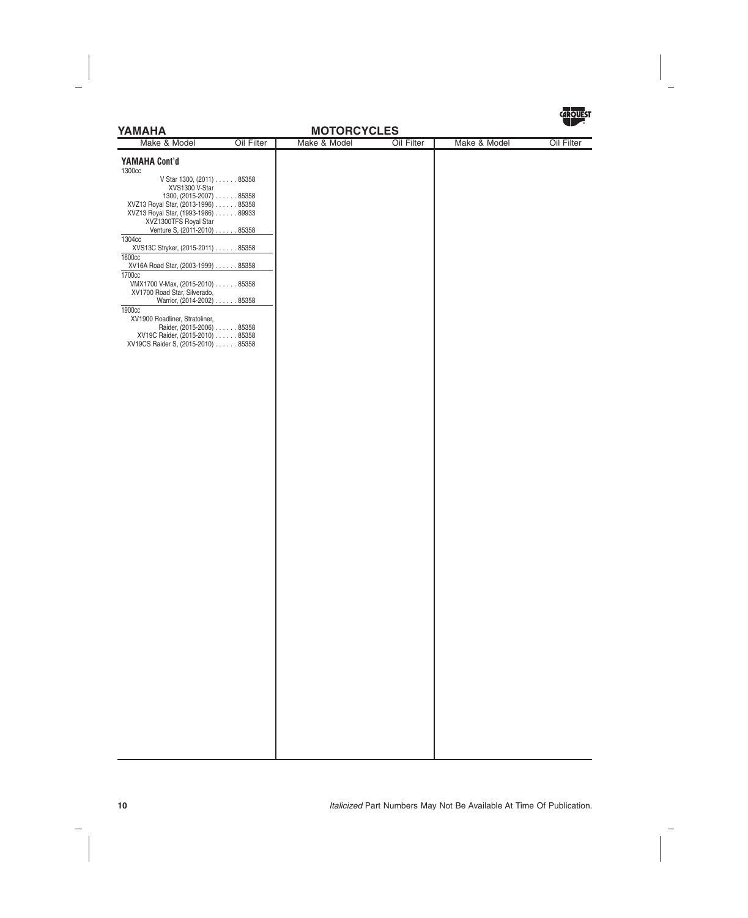## YAMAHA — MOTORCYCLES

| Make & Model | Oil Filter |
|---|---|
| **YAMAHA Cont'd** | |
| **1300cc** | |
| V Star 1300, (2011) | 85358 |
| XVS1300 V-Star 1300, (2015-2007) | 85358 |
| XVZ13 Royal Star, (2013-1996) | 85358 |
| XVZ13 Royal Star, (1993-1986) | 89933 |
| XVZ1300TFS Royal Star Venture S, (2011-2010) | 85358 |
| **1304cc** | |
| XVS13C Stryker, (2015-2011) | 85358 |
| **1600cc** | |
| XV16A Road Star, (2003-1999) | 85358 |
| **1700cc** | |
| VMX1700 V-Max, (2015-2010) | 85358 |
| XV1700 Road Star, Silverado, Warrior, (2014-2002) | 85358 |
| **1900cc** | |
| XV1900 Roadliner, Stratoliner, Raider, (2015-2006) | 85358 |
| XV19C Raider, (2015-2010) | 85358 |
| XV19CS Raider S, (2015-2010) | 85358 |

*Italicized* Part Numbers May Not Be Available At Time Of Publication.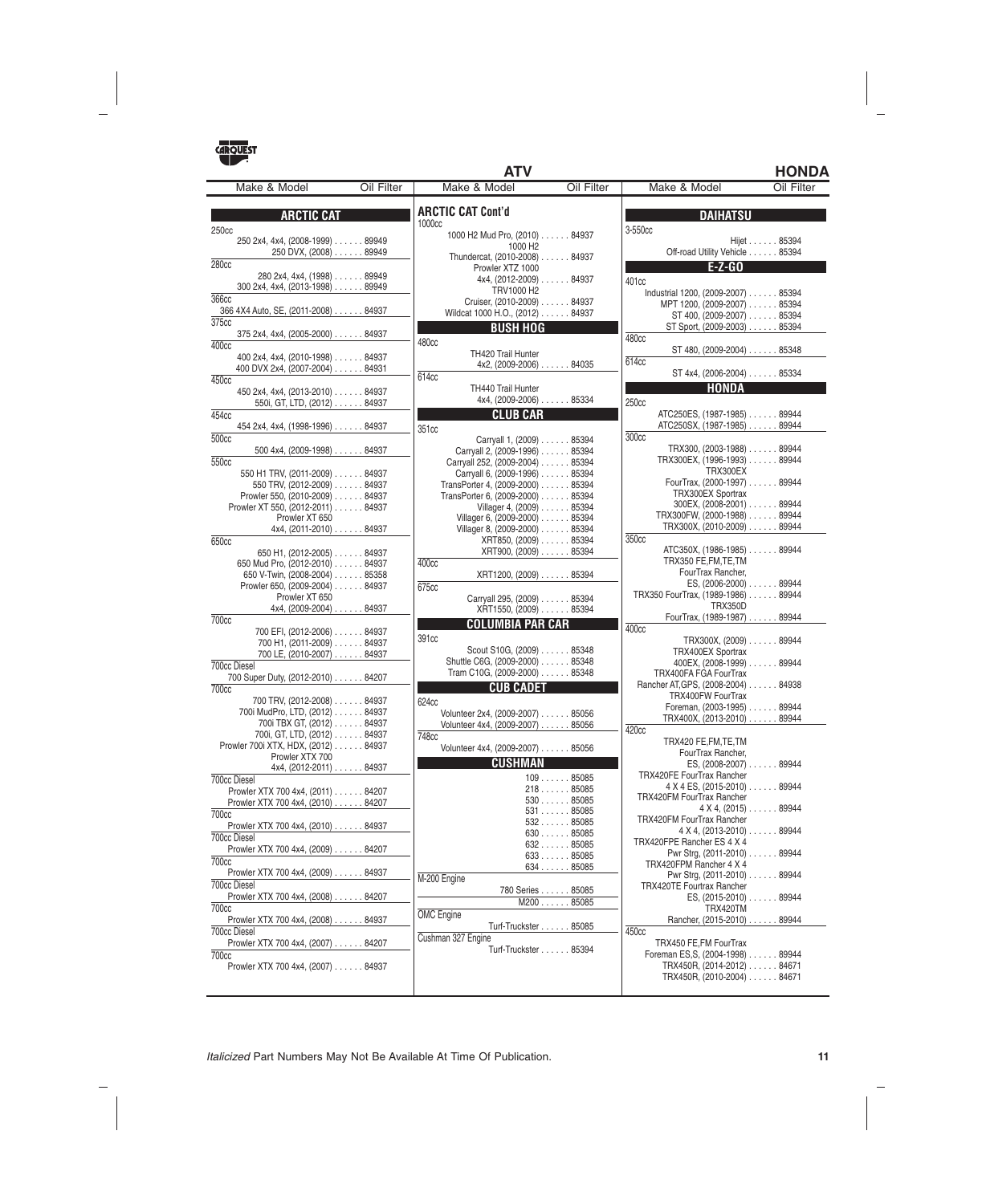# ATV

## HONDA

| Make & Model | Oil Filter |
|---|---|
| **ARCTIC CAT** | |
| 250cc | |
| 250 2x4, 4x4, (2008-1999) | 89949 |
| 250 DVX, (2008) | 89949 |
| 280cc | |
| 280 2x4, 4x4, (1998) | 89949 |
| 300 2x4, 4x4, (2013-1998) | 89949 |
| 366cc | |
| 366 4X4 Auto, SE, (2011-2008) | 84937 |
| 375cc | |
| 375 2x4, 4x4, (2005-2000) | 84937 |
| 400cc | |
| 400 2x4, 4x4, (2010-1998) | 84937 |
| 400 DVX 2x4, (2007-2004) | 84931 |
| 450cc | |
| 450 2x4, 4x4, (2013-2010) | 84937 |
| 550i, GT, LTD, (2012) | 84937 |
| 454cc | |
| 454 2x4, 4x4, (1998-1996) | 84937 |
| 500cc | |
| 500 4x4, (2009-1998) | 84937 |
| 550cc | |
| 550 H1 TRV, (2011-2009) | 84937 |
| 550 TRV, (2012-2009) | 84937 |
| Prowler 550, (2010-2009) | 84937 |
| Prowler XT 550, (2012-2011) | 84937 |
| Prowler XT 650 4x4, (2011-2010) | 84937 |
| 650cc | |
| 650 H1, (2012-2005) | 84937 |
| 650 Mud Pro, (2012-2010) | 84937 |
| 650 V-Twin, (2008-2004) | 85358 |
| Prowler 650, (2009-2004) | 84937 |
| Prowler XT 650 4x4, (2009-2004) | 84937 |
| 700cc | |
| 700 EFI, (2012-2006) | 84937 |
| 700 H1, (2011-2009) | 84937 |
| 700 LE, (2010-2007) | 84937 |
| 700cc Diesel | |
| 700 Super Duty, (2012-2010) | 84207 |
| 700cc | |
| 700 TRV, (2012-2008) | 84937 |
| 700i MudPro, LTD, (2012) | 84937 |
| 700i TBX GT, (2012) | 84937 |
| 700i, GT, LTD, (2012) | 84937 |
| Prowler 700i XTX, HDX, (2012) | 84937 |
| Prowler XTX 700 4x4, (2012-2011) | 84937 |
| 700cc Diesel | |
| Prowler XTX 700 4x4, (2011) | 84207 |
| Prowler XTX 700 4x4, (2010) | 84207 |
| 700cc | |
| Prowler XTX 700 4x4, (2010) | 84937 |
| 700cc Diesel | |
| Prowler XTX 700 4x4, (2009) | 84207 |
| 700cc | |
| Prowler XTX 700 4x4, (2009) | 84937 |
| 700cc Diesel | |
| Prowler XTX 700 4x4, (2008) | 84207 |
| 700cc | |
| Prowler XTX 700 4x4, (2008) | 84937 |
| 700cc Diesel | |
| Prowler XTX 700 4x4, (2007) | 84207 |
| 700cc | |
| Prowler XTX 700 4x4, (2007) | 84937 |

| Make & Model | Oil Filter |
|---|---|
| **ARCTIC CAT Cont'd** | |
| 1000cc | |
| 1000 H2 Mud Pro, (2010) | 84937 |
| 1000 H2 Thundercat, (2010-2008) | 84937 |
| Prowler XTZ 1000 4x4, (2012-2009) | 84937 |
| TRV1000 H2 Cruiser, (2010-2009) | 84937 |
| Wildcat 1000 H.O., (2012) | 84937 |
| **BUSH HOG** | |
| 480cc | |
| TH420 Trail Hunter 4x2, (2009-2006) | 84035 |
| 614cc | |
| TH440 Trail Hunter 4x4, (2009-2006) | 85334 |
| **CLUB CAR** | |
| 351cc | |
| Carryall 1, (2009) | 85394 |
| Carryall 2, (2009-1996) | 85394 |
| Carryall 252, (2009-2004) | 85394 |
| Carryall 6, (2009-1996) | 85394 |
| TransPorter 4, (2009-2000) | 85394 |
| TransPorter 6, (2009-2000) | 85394 |
| Villager 4, (2009) | 85394 |
| Villager 6, (2009-2000) | 85394 |
| Villager 8, (2009-2000) | 85394 |
| XRT850, (2009) | 85394 |
| XRT900, (2009) | 85394 |
| 400cc | |
| XRT1200, (2009) | 85394 |
| 675cc | |
| Carryall 295, (2009) | 85394 |
| XRT1550, (2009) | 85394 |
| **COLUMBIA PAR CAR** | |
| 391cc | |
| Scout S10G, (2009) | 85348 |
| Shuttle C6G, (2009-2000) | 85348 |
| Tram C10G, (2009-2000) | 85348 |
| **CUB CADET** | |
| 624cc | |
| Volunteer 2x4, (2009-2007) | 85056 |
| Volunteer 4x4, (2009-2007) | 85056 |
| 748cc | |
| Volunteer 4x4, (2009-2007) | 85056 |
| **CUSHMAN** | |
| 109 | 85085 |
| 218 | 85085 |
| 530 | 85085 |
| 531 | 85085 |
| 532 | 85085 |
| 630 | 85085 |
| 632 | 85085 |
| 633 | 85085 |
| 634 | 85085 |
| M-200 Engine | |
| 780 Series | 85085 |
| M200 | 85085 |
| OMC Engine | |
| Turf-Truckster | 85085 |
| Cushman 327 Engine | |
| Turf-Truckster | 85394 |

| Make & Model | Oil Filter |
|---|---|
| **DAIHATSU** | |
| 3-550cc | |
| Hijet | 85394 |
| Off-road Utility Vehicle | 85394 |
| **E-Z-GO** | |
| 401cc | |
| Industrial 1200, (2009-2007) | 85394 |
| MPT 1200, (2009-2007) | 85394 |
| ST 400, (2009-2007) | 85394 |
| ST Sport, (2009-2003) | 85394 |
| 480cc | |
| ST 480, (2009-2004) | 85348 |
| 614cc | |
| ST 4x4, (2006-2004) | 85334 |
| **HONDA** | |
| 250cc | |
| ATC250ES, (1987-1985) | 89944 |
| ATC250SX, (1987-1985) | 89944 |
| 300cc | |
| TRX300, (2003-1988) | 89944 |
| TRX300EX, (1996-1993) | 89944 |
| TRX300EX FourTrax, (2000-1997) | 89944 |
| TRX300EX Sportrax 300EX, (2008-2001) | 89944 |
| TRX300FW, (2000-1988) | 89944 |
| TRX300X, (2010-2009) | 89944 |
| 350cc | |
| ATC350X, (1986-1985) | 89944 |
| TRX350 FE,FM,TE,TM FourTrax Rancher, ES, (2006-2000) | 89944 |
| TRX350 FourTrax, (1989-1986) | 89944 |
| TRX350D FourTrax, (1989-1987) | 89944 |
| 400cc | |
| TRX300X, (2009) | 89944 |
| TRX400EX Sportrax 400EX, (2008-1999) | 89944 |
| TRX400FA FGA FourTrax Rancher AT,GPS, (2008-2004) | 84938 |
| TRX400FW FourTrax Foreman, (2003-1995) | 89944 |
| TRX400X, (2013-2010) | 89944 |
| 420cc | |
| TRX420 FE,FM,TE,TM FourTrax Rancher, ES, (2008-2007) | 89944 |
| TRX420FE FourTrax Rancher 4 X 4 ES, (2015-2010) | 89944 |
| TRX420FM FourTrax Rancher 4 X 4, (2015) | 89944 |
| TRX420FM FourTrax Rancher 4 X 4, (2013-2010) | 89944 |
| TRX420FPE Rancher ES 4 X 4 Pwr Strg, (2011-2010) | 89944 |
| TRX420FPM Rancher 4 X 4 Pwr Strg, (2011-2010) | 89944 |
| TRX420TE Fourtrax Rancher ES, (2015-2010) | 89944 |
| TRX420TM Rancher, (2015-2010) | 89944 |
| 450cc | |
| TRX450 FE,FM FourTrax Foreman ES,S, (2004-1998) | 89944 |
| TRX450R, (2014-2012) | 84671 |
| TRX450R, (2010-2004) | 84671 |

*Italicized* Part Numbers May Not Be Available At Time Of Publication.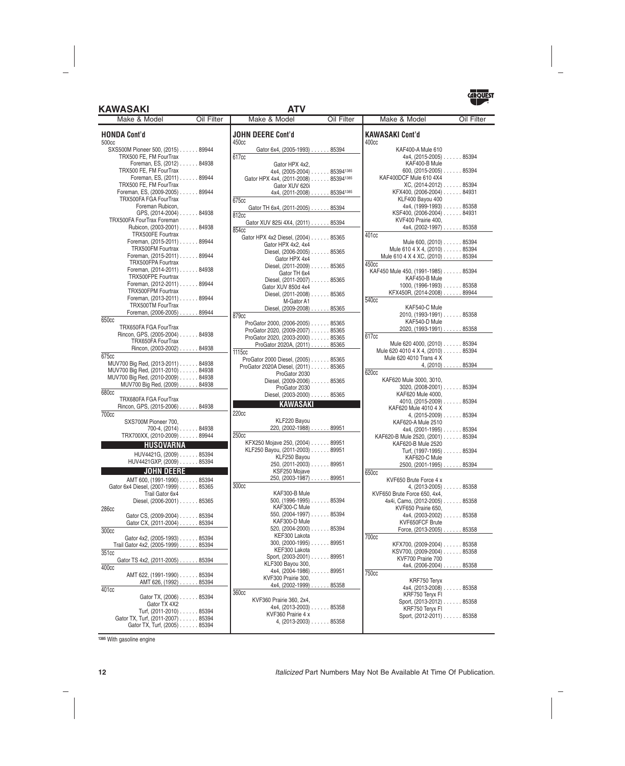# KAWASAKI — ATV

## HONDA Cont'd

| Make & Model | Oil Filter |
|---|---|
| **500cc** | |
| SXS500M Pioneer 500, (2015) | 89944 |
| TRX500 FE, FM FourTrax Foreman, ES, (2012) | 84938 |
| TRX500 FE, FM FourTrax Foreman, ES, (2011) | 89944 |
| TRX500 FE, FM FourTrax Foreman, ES, (2009-2005) | 89944 |
| TRX500FA FGA FourTrax Foreman Rubicon, GPS, (2014-2004) | 84938 |
| TRX500FA FourTrax Foreman Rubicon, (2003-2001) | 84938 |
| TRX500FE Fourtrax Foreman, (2015-2011) | 89944 |
| TRX500FM Fourtrax Foreman, (2015-2011) | 89944 |
| TRX500FPA Fourtrax Foreman, (2014-2011) | 84938 |
| TRX500FPE Fourtrax Foreman, (2012-2011) | 89944 |
| TRX500FPM Fourtrax Foreman, (2013-2011) | 89944 |
| TRX500TM FourTrax Foreman, (2006-2005) | 89944 |
| **650cc** | |
| TRX650FA FGA FourTrax Rincon, GPS, (2005-2004) | 84938 |
| TRX650FA FourTrax Rincon, (2003-2002) | 84938 |
| **675cc** | |
| MUV700 Big Red, (2013-2011) | 84938 |
| MUV700 Big Red, (2011-2010) | 84938 |
| MUV700 Big Red, (2010-2009) | 84938 |
| MUV700 Big Red, (2009) | 84938 |
| **680cc** | |
| TRX680FA FGA FourTrax Rincon, GPS, (2015-2006) | 84938 |
| **700cc** | |
| SXS700M Pioneer 700, 700-4, (2014) | 84938 |
| TRX700XX, (2010-2009) | 89944 |

## HUSQVARNA

| Make & Model | Oil Filter |
|---|---|
| HUV4421G, (2009) | 85394 |
| HUV4421GXP, (2009) | 85394 |

## JOHN DEERE

| Make & Model | Oil Filter |
|---|---|
| AMT 600, (1991-1990) | 85394 |
| Gator 6x4 Diesel, (2007-1999) | 85365 |
| Trail Gator 6x4 Diesel, (2006-2001) | 85365 |
| **286cc** | |
| Gator CS, (2009-2004) | 85394 |
| Gator CX, (2011-2004) | 85394 |
| **300cc** | |
| Gator 4x2, (2005-1993) | 85394 |
| Trail Gator 4x2, (2005-1999) | 85394 |
| **351cc** | |
| Gator TS 4x2, (2011-2005) | 85394 |
| **400cc** | |
| AMT 622, (1991-1990) | 85394 |
| AMT 626, (1992) | 85394 |
| **401cc** | |
| Gator TX, (2006) | 85394 |
| Gator TX 4X2 Turf, (2011-2010) | 85394 |
| Gator TX, Turf, (2011-2007) | 85394 |
| Gator TX, Turf, (2005) | 85394 |

## JOHN DEERE Cont'd

| Make & Model | Oil Filter |
|---|---|
| **450cc** | |
| Gator 6x4, (2005-1993) | 85394 |
| **617cc** | |
| Gator HPX 4x2, 4x4, (2005-2004) | 85394[1385] |
| Gator HPX 4x4, (2011-2008) | 85394[1385] |
| Gator XUV 620i 4x4, (2011-2008) | 85394[1385] |
| **675cc** | |
| Gator TH 6x4, (2011-2005) | 85394 |
| **812cc** | |
| Gator XUV 825i 4X4, (2011) | 85394 |
| **854cc** | |
| Gator HPX 4x2 Diesel, (2004) | 85365 |
| Gator HPX 4x2, 4x4 Diesel, (2006-2005) | 85365 |
| Gator HPX 4x4 Diesel, (2011-2009) | 85365 |
| Gator TH 6x4 Diesel, (2011-2007) | 85365 |
| Gator XUV 850d 4x4 Diesel, (2011-2008) | 85365 |
| M-Gator A1 Diesel, (2009-2008) | 85365 |
| **879cc** | |
| ProGator 2000, (2006-2005) | 85365 |
| ProGator 2020, (2009-2007) | 85365 |
| ProGator 2020, (2003-2000) | 85365 |
| ProGator 2020A, (2011) | 85365 |
| **1115cc** | |
| ProGator 2000 Diesel, (2005) | 85365 |
| ProGator 2020A Diesel, (2011) | 85365 |
| ProGator 2030 Diesel, (2009-2006) | 85365 |
| ProGator 2030 Diesel, (2003-2000) | 85365 |

## KAWASAKI

| Make & Model | Oil Filter |
|---|---|
| **220cc** | |
| KLF220 Bayou 220, (2002-1988) | 89951 |
| **250cc** | |
| KFX250 Mojave 250, (2004) | 89951 |
| KLF250 Bayou, (2011-2003) | 89951 |
| KLF250 Bayou 250, (2011-2003) | 89951 |
| KSF250 Mojave 250, (2003-1987) | 89951 |
| **300cc** | |
| KAF300-B Mule 500, (1996-1995) | 85394 |
| KAF300-C Mule 550, (2004-1997) | 85394 |
| KAF300-D Mule 520, (2004-2000) | 85394 |
| KEF300 Lakota 300, (2000-1995) | 89951 |
| KEF300 Lakota Sport, (2003-2001) | 89951 |
| KLF300 Bayou 300, 4x4, (2004-1986) | 89951 |
| KVF300 Prairie 300, 4x4, (2002-1999) | 85358 |
| **360cc** | |
| KVF360 Prairie 360, 2x4, 4x4, (2013-2003) | 85358 |
| KVF360 Prairie 4 x 4, (2013-2003) | 85358 |

## KAWASAKI Cont'd

| Make & Model | Oil Filter |
|---|---|
| **400cc** | |
| KAF400-A Mule 610 4x4, (2015-2005) | 85394 |
| KAF400-B Mule 600, (2015-2005) | 85394 |
| KAF400DCF Mule 610 4X4 XC, (2014-2012) | 85394 |
| KFX400, (2006-2004) | 84931 |
| KLF400 Bayou 400 4x4, (1999-1993) | 85358 |
| KSF400, (2006-2004) | 84931 |
| KVF400 Prairie 400, 4x4, (2002-1997) | 85358 |
| **401cc** | |
| Mule 600, (2010) | 85394 |
| Mule 610 4 X 4, (2010) | 85394 |
| Mule 610 4 X 4 XC, (2010) | 85394 |
| **450cc** | |
| KAF450 Mule 450, (1991-1985) | 85394 |
| KAF450-B Mule 1000, (1996-1993) | 85358 |
| KFX450R, (2014-2008) | 89944 |
| **540cc** | |
| KAF540-C Mule 2010, (1993-1991) | 85358 |
| KAF540-D Mule 2020, (1993-1991) | 85358 |
| **617cc** | |
| Mule 620 4000, (2010) | 85394 |
| Mule 620 4010 4 X 4, (2010) | 85394 |
| Mule 620 4010 Trans 4 X 4, (2010) | 85394 |
| **620cc** | |
| KAF620 Mule 3000, 3010, 3020, (2008-2001) | 85394 |
| KAF620 Mule 4000, 4010, (2015-2009) | 85394 |
| KAF620 Mule 4010 4 X 4, (2015-2009) | 85394 |
| KAF620-A Mule 2510 4x4, (2001-1995) | 85394 |
| KAF620-B Mule 2520, (2001) | 85394 |
| KAF620-B Mule 2520 Turf, (1997-1995) | 85394 |
| KAF620-C Mule 2500, (2001-1995) | 85394 |
| **650cc** | |
| KVF650 Brute Force 4 x 4, (2013-2005) | 85358 |
| KVF650 Brute Force 650, 4x4, 4x4i, Camo, (2012-2005) | 85358 |
| KVF650 Prairie 650, 4x4, (2003-2002) | 85358 |
| KVF650FCF Brute Force, (2013-2005) | 85358 |
| **700cc** | |
| KFX700, (2009-2004) | 85358 |
| KSV700, (2009-2004) | 85358 |
| KVF700 Prairie 700 4x4, (2006-2004) | 85358 |
| **750cc** | |
| KRF750 Teryx 4x4, (2013-2008) | 85358 |
| KRF750 Teryx FI Sport, (2013-2012) | 85358 |
| KRF750 Teryx FI Sport, (2012-2011) | 85358 |

[1385] With gasoline engine

*Italicized* Part Numbers May Not Be Available At Time Of Publication.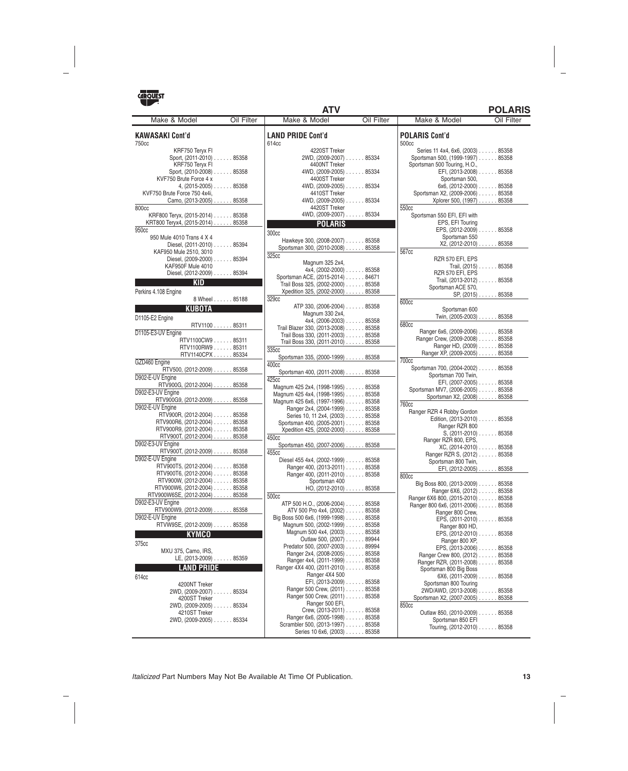# ATV — POLARIS

| Make & Model | Oil Filter |
|---|---|
| **KAWASAKI Cont'd** | |
| 750cc | |
| KRF750 Teryx FI Sport, (2011-2010) | 85358 |
| KRF750 Teryx FI Sport, (2010-2008) | 85358 |
| KVF750 Brute Force 4 x 4, (2015-2005) | 85358 |
| KVF750 Brute Force 750 4x4i, Camo, (2013-2005) | 85358 |
| 800cc | |
| KRF800 Teryx, (2015-2014) | 85358 |
| KRT800 Teryx4, (2015-2014) | 85358 |
| 950cc | |
| 950 Mule 4010 Trans 4 X 4 Diesel, (2011-2010) | 85394 |
| KAF950 Mule 2510, 3010 Diesel, (2009-2000) | 85394 |
| KAF950F Mule 4010 Diesel, (2012-2009) | 85394 |
| **KID** | |
| Perkins 4.108 Engine | |
| 8 Wheel | 85188 |
| **KUBOTA** | |
| D1105-E2 Engine | |
| RTV1100 | 85311 |
| D1105-E3-UV Engine | |
| RTV1100CW9 | 85311 |
| RTV1100RW9 | 85311 |
| RTV1140CPX | 85334 |
| GZD460 Engine | |
| RTV500, (2012-2009) | 85358 |
| D902-E-UV Engine | |
| RTV900G, (2012-2004) | 85358 |
| D902-E3-UV Engine | |
| RTV900G9, (2012-2009) | 85358 |
| D902-E-UV Engine | |
| RTV900R, (2012-2004) | 85358 |
| RTV900R6, (2012-2004) | 85358 |
| RTV900R9, (2012-2004) | 85358 |
| RTV900T, (2012-2004) | 85358 |
| D902-E3-UV Engine | |
| RTV900T, (2012-2009) | 85358 |
| D902-E-UV Engine | |
| RTV900T5, (2012-2004) | 85358 |
| RTV900T6, (2012-2004) | 85358 |
| RTV900W, (2012-2004) | 85358 |
| RTV900W6, (2012-2004) | 85358 |
| RTV900W6SE, (2012-2004) | 85358 |
| D902-E3-UV Engine | |
| RTV900W9, (2012-2009) | 85358 |
| D902-E-UV Engine | |
| RTVW9SE, (2012-2009) | 85358 |
| **KYMCO** | |
| 375cc | |
| MXU 375, Camo, IRS, LE, (2013-2009) | 85359 |
| **LAND PRIDE** | |
| 614cc | |
| 4200NT Treker 2WD, (2009-2007) | 85334 |
| 4200ST Treker 2WD, (2009-2005) | 85334 |
| 4210ST Treker 2WD, (2009-2005) | 85334 |
| **LAND PRIDE Cont'd** | |
| 614cc | |
| 4220ST Treker 2WD, (2009-2007) | 85334 |
| 4400NT Treker 4WD, (2009-2005) | 85334 |
| 4400ST Treker 4WD, (2009-2005) | 85334 |
| 4410ST Treker 4WD, (2009-2005) | 85334 |
| 4420ST Treker 4WD, (2009-2007) | 85334 |
| **POLARIS** | |
| 300cc | |
| Hawkeye 300, (2008-2007) | 85358 |
| Sportsman 300, (2010-2008) | 85358 |
| 325cc | |
| Magnum 325 2x4, 4x4, (2002-2000) | 85358 |
| Sportsman ACE, (2015-2014) | 84671 |
| Trail Boss 325, (2002-2000) | 85358 |
| Xpedition 325, (2002-2000) | 85358 |
| 329cc | |
| ATP 330, (2006-2004) | 85358 |
| Magnum 330 2x4, 4x4, (2006-2003) | 85358 |
| Trail Blazer 330, (2013-2008) | 85358 |
| Trail Boss 330, (2011-2003) | 85358 |
| Trail Boss 330, (2011-2010) | 85358 |
| 335cc | |
| Sportsman 335, (2000-1999) | 85358 |
| 400cc | |
| Sportsman 400, (2011-2008) | 85358 |
| 425cc | |
| Magnum 425 2x4, (1998-1995) | 85358 |
| Magnum 425 4x4, (1998-1995) | 85358 |
| Magnum 425 6x6, (1997-1996) | 85358 |
| Ranger 2x4, (2004-1999) | 85358 |
| Series 10, 11 2x4, (2003) | 85358 |
| Sportsman 400, (2005-2001) | 85358 |
| Xpedition 425, (2002-2000) | 85358 |
| 450cc | |
| Sportsman 450, (2007-2006) | 85358 |
| 455cc | |
| Diesel 455 4x4, (2002-1999) | 85358 |
| Ranger 400, (2013-2011) | 85358 |
| Ranger 400, (2011-2010) | 85358 |
| Sportsman 400 HO, (2012-2010) | 85358 |
| 500cc | |
| ATP 500 H.O., (2006-2004) | 85358 |
| ATV 500 Pro 4x4, (2002) | 85358 |
| Big Boss 500 6x6, (1999-1998) | 85358 |
| Magnum 500, (2002-1999) | 85358 |
| Magnum 500 4x4, (2003) | 85358 |
| Outlaw 500, (2007) | 89944 |
| Predator 500, (2007-2003) | 89994 |
| Ranger 2x4, (2008-2005) | 85358 |
| Ranger 4x4, (2011-1999) | 85358 |
| Ranger 4X4 400, (2011-2010) | 85358 |
| Ranger 4X4 500 EFI, (2013-2009) | 85358 |
| Ranger 500 Crew, (2011) | 85358 |
| Ranger 500 Crew, (2011) | 85358 |
| Ranger 500 EFI, Crew, (2013-2011) | 85358 |
| Ranger 6x6, (2005-1998) | 85358 |
| Scrambler 500, (2013-1997) | 85358 |
| Series 10 6x6, (2003) | 85358 |
| **POLARIS Cont'd** | |
| 500cc | |
| Series 11 4x4, 6x6, (2003) | 85358 |
| Sportsman 500, (1999-1997) | 85358 |
| Sportsman 500 Touring, H.O., EFI, (2013-2008) | 85358 |
| Sportsman 500, 6x6, (2012-2000) | 85358 |
| Sportsman X2, (2009-2006) | 85358 |
| Xplorer 500, (1997) | 85358 |
| 550cc | |
| Sportsman 550 EFI, EFI with EPS, EFI Touring EPS, (2012-2009) | 85358 |
| Sportsman 550 X2, (2012-2010) | 85358 |
| 567cc | |
| RZR 570 EFI, EPS Trail, (2015) | 85358 |
| RZR 570 EFI, EPS Trail, (2013-2012) | 85358 |
| Sportsman ACE 570, SP, (2015) | 85358 |
| 600cc | |
| Sportsman 600 Twin, (2005-2003) | 85358 |
| 680cc | |
| Ranger 6x6, (2009-2006) | 85358 |
| Ranger Crew, (2009-2008) | 85358 |
| Ranger HD, (2009) | 85358 |
| Ranger XP, (2009-2005) | 85358 |
| 700cc | |
| Sportsman 700, (2004-2002) | 85358 |
| Sportsman 700 Twin, EFI, (2007-2005) | 85358 |
| Sportsman MV7, (2006-2005) | 85358 |
| Sportsman X2, (2008) | 85358 |
| 760cc | |
| Ranger RZR 4 Robby Gordon Edition, (2013-2010) | 85358 |
| Ranger RZR 800 S, (2011-2010) | 85358 |
| Ranger RZR 800, EPS, XC, (2014-2010) | 85358 |
| Ranger RZR S, (2012) | 85358 |
| Sportsman 800 Twin, EFI, (2012-2005) | 85358 |
| 800cc | |
| Big Boss 800, (2013-2009) | 85358 |
| Ranger 6X6, (2012) | 85358 |
| Ranger 6X6 800, (2015-2010) | 85358 |
| Ranger 800 6x6, (2011-2006) | 85358 |
| Ranger 800 Crew, EPS, (2011-2010) | 85358 |
| Ranger 800 HD, EPS, (2012-2010) | 85358 |
| Ranger 800 XP, EPS, (2013-2006) | 85358 |
| Ranger Crew 800, (2012) | 85358 |
| Ranger RZR, (2011-2008) | 85358 |
| Sportsman 800 Big Boss 6X6, (2011-2009) | 85358 |
| Sportsman 800 Touring 2WD/AWD, (2013-2008) | 85358 |
| Sportsman X2, (2007-2005) | 85358 |
| 850cc | |
| Outlaw 850, (2010-2009) | 85358 |
| Sportsman 850 EFI Touring, (2012-2010) | 85358 |

*Italicized* Part Numbers May Not Be Available At Time Of Publication.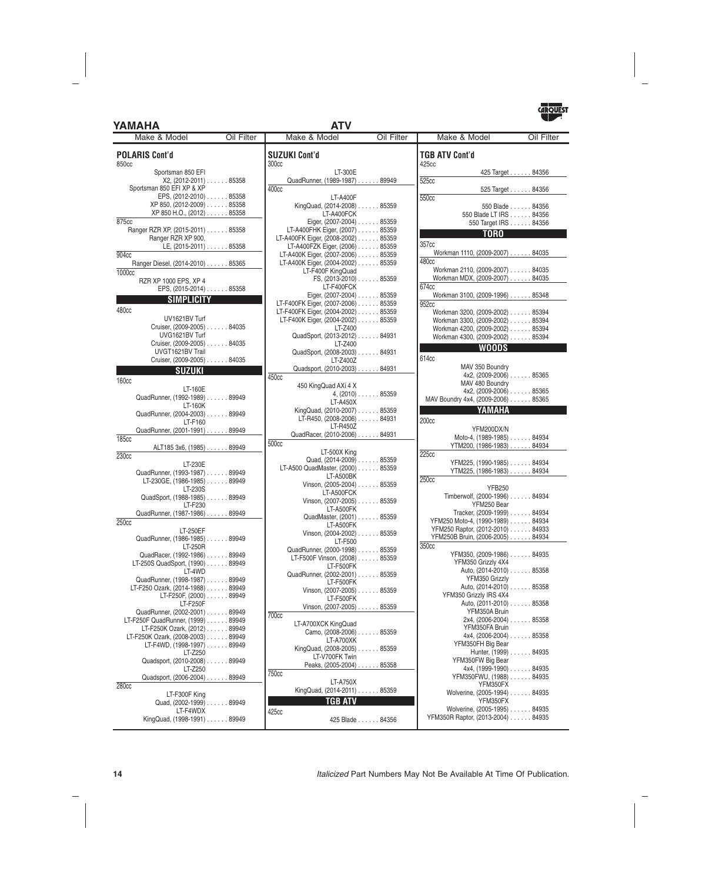# YAMAHA — ATV

| Make & Model | Oil Filter |
|---|---|
| **POLARIS Cont'd** | |
| 850cc | |
| Sportsman 850 EFI X2, (2012-2011) | 85358 |
| Sportsman 850 EFI XP & XP EPS, (2012-2010) | 85358 |
| XP 850, (2012-2009) | 85358 |
| XP 850 H.O., (2012) | 85358 |
| 875cc | |
| Ranger RZR XP, (2015-2011) | 85358 |
| Ranger RZR XP 900, LE, (2015-2011) | 85358 |
| 904cc | |
| Ranger Diesel, (2014-2010) | 85365 |
| 1000cc | |
| RZR XP 1000 EPS, XP 4 EPS, (2015-2014) | 85358 |
| **SIMPLICITY** | |
| 480cc | |
| UV1621BV Turf Cruiser, (2009-2005) | 84035 |
| UVG1621BV Turf Cruiser, (2009-2005) | 84035 |
| UVGT1621BV Trail Cruiser, (2009-2005) | 84035 |
| **SUZUKI** | |
| 160cc | |
| LT-160E QuadRunner, (1992-1989) | 89949 |
| LT-160K QuadRunner, (2004-2003) | 89949 |
| LT-F160 QuadRunner, (2001-1991) | 89949 |
| 185cc | |
| ALT185 3x6, (1985) | 89949 |
| 230cc | |
| LT-230E QuadRunner, (1993-1987) | 89949 |
| LT-230GE, (1986-1985) | 89949 |
| LT-230S QuadSport, (1988-1985) | 89949 |
| LT-F230 QuadRunner, (1987-1986) | 89949 |
| 250cc | |
| LT-250EF QuadRunner, (1986-1985) | 89949 |
| LT-250R QuadRacer, (1992-1986) | 89949 |
| LT-250S QuadSport, (1990) | 89949 |
| LT-4WD QuadRunner, (1998-1987) | 89949 |
| LT-F250 Ozark, (2014-1988) | 89949 |
| LT-F250F, (2000) | 89949 |
| LT-F250F QuadRunner, (2002-2001) | 89949 |
| LT-F250F QuadRunner, (1999) | 89949 |
| LT-F250K Ozark, (2012) | 89949 |
| LT-F250K Ozark, (2008-2003) | 89949 |
| LT-F4WD, (1998-1997) | 89949 |
| LT-Z250 Quadsport, (2010-2008) | 89949 |
| LT-Z250 Quadsport, (2006-2004) | 89949 |
| 280cc | |
| LT-F300F King Quad, (2002-1999) | 89949 |
| LT-F4WDX KingQuad, (1998-1991) | 89949 |
| **SUZUKI Cont'd** | |
| 300cc | |
| LT-300E QuadRunner, (1989-1987) | 89949 |
| 400cc | |
| LT-A400F KingQuad, (2014-2008) | 85359 |
| LT-A400FCK Eiger, (2007-2004) | 85359 |
| LT-A400FHK Eiger, (2007) | 85359 |
| LT-A400FK Eiger, (2008-2002) | 85359 |
| LT-A400FZK Eiger, (2006) | 85359 |
| LT-A400K Eiger, (2007-2006) | 85359 |
| LT-A400K Eiger, (2004-2002) | 85359 |
| LT-F400F KingQuad FS, (2013-2010) | 85359 |
| LT-F400FCK Eiger, (2007-2004) | 85359 |
| LT-F400FK Eiger, (2007-2006) | 85359 |
| LT-F400FK Eiger, (2004-2002) | 85359 |
| LT-F400K Eiger, (2004-2002) | 85359 |
| LT-Z400 QuadSport, (2013-2012) | 84931 |
| LT-Z400 QuadSport, (2008-2003) | 84931 |
| LT-Z400Z Quadsport, (2010-2003) | 84931 |
| 450cc | |
| 450 KingQuad AXi 4 X 4, (2010) | 85359 |
| LT-A450X KingQuad, (2010-2007) | 85359 |
| LT-R450, (2008-2006) | 84931 |
| LT-R450Z QuadRacer, (2010-2006) | 84931 |
| 500cc | |
| LT-500X King Quad, (2014-2009) | 85359 |
| LT-A500 QuadMaster, (2000) | 85359 |
| LT-A500BK Vinson, (2005-2004) | 85359 |
| LT-A500FCK Vinson, (2007-2005) | 85359 |
| LT-A500FK QuadMaster, (2001) | 85359 |
| LT-A500FK Vinson, (2004-2002) | 85359 |
| LT-F500 QuadRunner, (2000-1998) | 85359 |
| LT-F500F Vinson, (2008) | 85359 |
| LT-F500FK QuadRunner, (2002-2001) | 85359 |
| LT-F500FK Vinson, (2007-2005) | 85359 |
| LT-F500FK Vinson, (2007-2005) | 85359 |
| 700cc | |
| LT-A700XCK KingQuad Camo, (2008-2006) | 85359 |
| LT-A700XK KingQuad, (2008-2005) | 85359 |
| LT-V700FK Twin Peaks, (2005-2004) | 85358 |
| 750cc | |
| LT-A750X KingQuad, (2014-2011) | 85359 |
| **TGB ATV** | |
| 425cc | |
| 425 Blade | 84356 |
| **TGB ATV Cont'd** | |
| 425cc | |
| 425 Target | 84356 |
| 525cc | |
| 525 Target | 84356 |
| 550cc | |
| 550 Blade | 84356 |
| 550 Blade LT IRS | 84356 |
| 550 Target IRS | 84356 |
| **TORO** | |
| 357cc | |
| Workman 1110, (2009-2007) | 84035 |
| 480cc | |
| Workman 2110, (2009-2007) | 84035 |
| Workman MDX, (2009-2007) | 84035 |
| 674cc | |
| Workman 3100, (2009-1996) | 85348 |
| 952cc | |
| Workman 3200, (2009-2002) | 85394 |
| Workman 3300, (2009-2002) | 85394 |
| Workman 4200, (2009-2002) | 85394 |
| Workman 4300, (2009-2002) | 85394 |
| **WOODS** | |
| 614cc | |
| MAV 350 Boundry 4x2, (2009-2006) | 85365 |
| MAV 480 Boundry 4x2, (2009-2006) | 85365 |
| MAV Boundry 4x4, (2009-2006) | 85365 |
| **YAMAHA** | |
| 200cc | |
| YFM200DX/N Moto-4, (1989-1985) | 84934 |
| YTM200, (1986-1983) | 84934 |
| 225cc | |
| YFM225, (1990-1985) | 84934 |
| YTM225, (1986-1983) | 84934 |
| 250cc | |
| YFB250 Timberwolf, (2000-1996) | 84934 |
| YFM250 Bear Tracker, (2009-1999) | 84934 |
| YFM250 Moto-4, (1990-1989) | 84934 |
| YFM250 Raptor, (2012-2010) | 84933 |
| YFM250B Bruin, (2006-2005) | 84934 |
| 350cc | |
| YFM350, (2009-1986) | 84935 |
| YFM350 Grizzly 4X4 Auto, (2014-2010) | 85358 |
| YFM350 Grizzly Auto, (2014-2010) | 85358 |
| YFM350 Grizzly IRS 4X4 Auto, (2011-2010) | 85358 |
| YFM350A Bruin 2x4, (2006-2004) | 85358 |
| YFM350FA Bruin 4x4, (2006-2004) | 85358 |
| YFM350FH Big Bear Hunter, (1999) | 84935 |
| YFM350FW Big Bear 4x4, (1999-1990) | 84935 |
| YFM350FWU, (1988) | 84935 |
| YFM350FX Wolverine, (2005-1994) | 84935 |
| YFM350FX Wolverine, (2005-1995) | 84935 |
| YFM350R Raptor, (2013-2004) | 84935 |

*Italicized* Part Numbers May Not Be Available At Time Of Publication.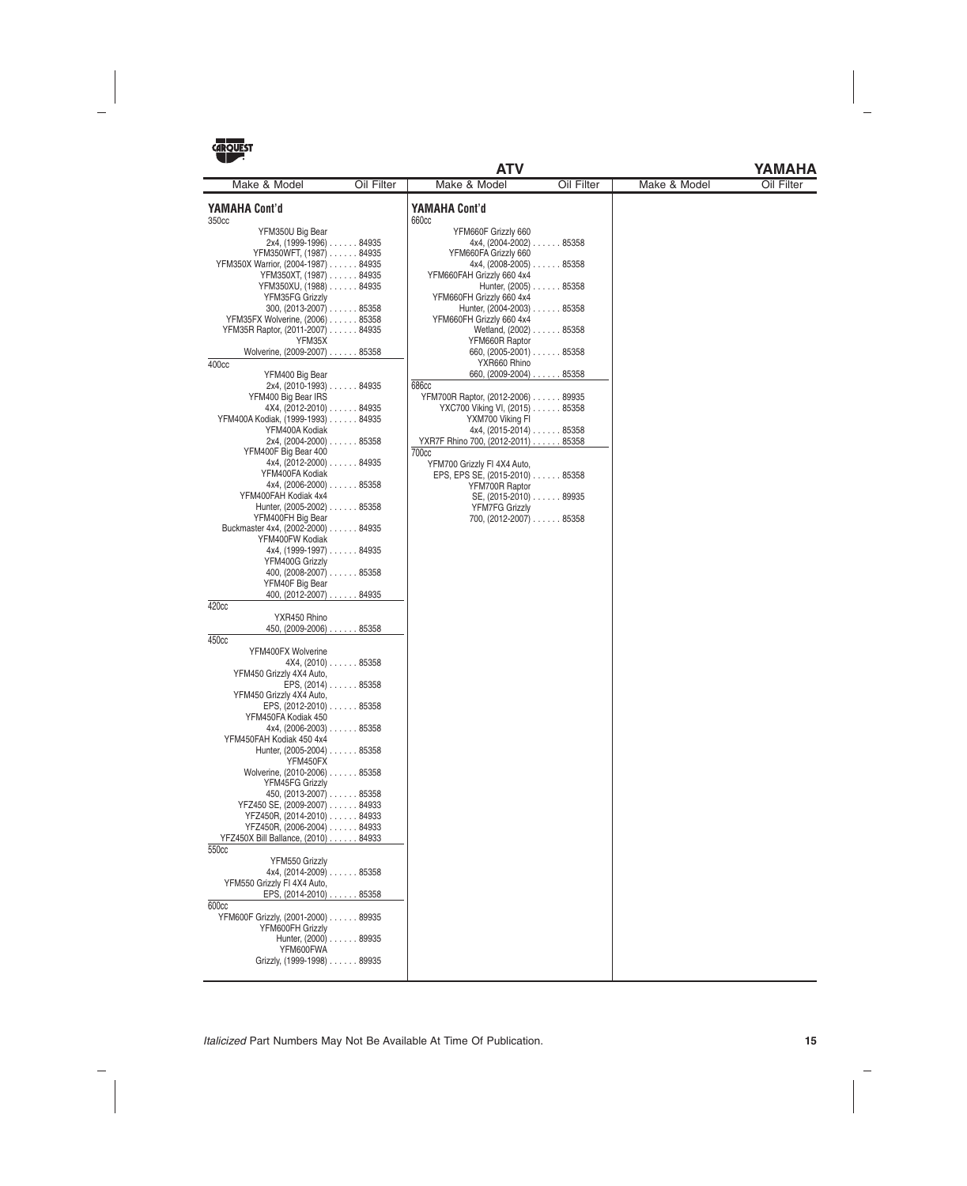## ATV — YAMAHA

| Make & Model | Oil Filter |
| --- | --- |
| **YAMAHA Cont'd** | |
| **350cc** | |
| YFM350U Big Bear 2x4, (1999-1996) | 84935 |
| YFM350WFT, (1987) | 84935 |
| YFM350X Warrior, (2004-1987) | 84935 |
| YFM350XT, (1987) | 84935 |
| YFM350XU, (1988) | 84935 |
| YFM35FG Grizzly 300, (2013-2007) | 85358 |
| YFM35FX Wolverine, (2006) | 85358 |
| YFM35R Raptor, (2011-2007) | 84935 |
| YFM35X Wolverine, (2009-2007) | 85358 |
| **400cc** | |
| YFM400 Big Bear 2x4, (2010-1993) | 84935 |
| YFM400 Big Bear IRS 4X4, (2012-2010) | 84935 |
| YFM400A Kodiak, (1999-1993) | 84935 |
| YFM400A Kodiak 2x4, (2004-2000) | 85358 |
| YFM400F Big Bear 400 4x4, (2012-2000) | 84935 |
| YFM400FA Kodiak 4x4, (2006-2000) | 85358 |
| YFM400FAH Kodiak 4x4 Hunter, (2005-2002) | 85358 |
| YFM400FH Big Bear Buckmaster 4x4, (2002-2000) | 84935 |
| YFM400FW Kodiak 4x4, (1999-1997) | 84935 |
| YFM400G Grizzly 400, (2008-2007) | 85358 |
| YFM40F Big Bear 400, (2012-2007) | 84935 |
| **420cc** | |
| YXR450 Rhino 450, (2009-2006) | 85358 |
| **450cc** | |
| YFM400FX Wolverine 4X4, (2010) | 85358 |
| YFM450 Grizzly 4X4 Auto, EPS, (2014) | 85358 |
| YFM450 Grizzly 4X4 Auto, EPS, (2012-2010) | 85358 |
| YFM450FA Kodiak 450 4x4, (2006-2003) | 85358 |
| YFM450FAH Kodiak 450 4x4 Hunter, (2005-2004) | 85358 |
| YFM450FX Wolverine, (2010-2006) | 85358 |
| YFM45FG Grizzly 450, (2013-2007) | 85358 |
| YFZ450 SE, (2009-2007) | 84933 |
| YFZ450R, (2014-2010) | 84933 |
| YFZ450R, (2006-2004) | 84933 |
| YFZ450X Bill Ballance, (2010) | 84933 |
| **550cc** | |
| YFM550 Grizzly 4x4, (2014-2009) | 85358 |
| YFM550 Grizzly FI 4X4 Auto, EPS, (2014-2010) | 85358 |
| **600cc** | |
| YFM600F Grizzly, (2001-2000) | 89935 |
| YFM600FH Grizzly Hunter, (2000) | 89935 |
| YFM600FWA Grizzly, (1999-1998) | 89935 |
| **660cc** | |
| YFM660F Grizzly 660 4x4, (2004-2002) | 85358 |
| YFM660FA Grizzly 660 4x4, (2008-2005) | 85358 |
| YFM660FAH Grizzly 660 4x4 Hunter, (2005) | 85358 |
| YFM660FH Grizzly 660 4x4 Hunter, (2004-2003) | 85358 |
| YFM660FH Grizzly 660 4x4 Wetland, (2002) | 85358 |
| YFM660R Raptor 660, (2005-2001) | 85358 |
| YXR660 Rhino 660, (2009-2004) | 85358 |
| **686cc** | |
| YFM700R Raptor, (2012-2006) | 89935 |
| YXC700 Viking VI, (2015) | 85358 |
| YXM700 Viking FI 4x4, (2015-2014) | 85358 |
| YXR7F Rhino 700, (2012-2011) | 85358 |
| **700cc** | |
| YFM700 Grizzly FI 4X4 Auto, EPS, EPS SE, (2015-2010) | 85358 |
| YFM700R Raptor SE, (2015-2010) | 89935 |
| YFM7FG Grizzly 700, (2012-2007) | 85358 |

*Italicized* Part Numbers May Not Be Available At Time Of Publication.